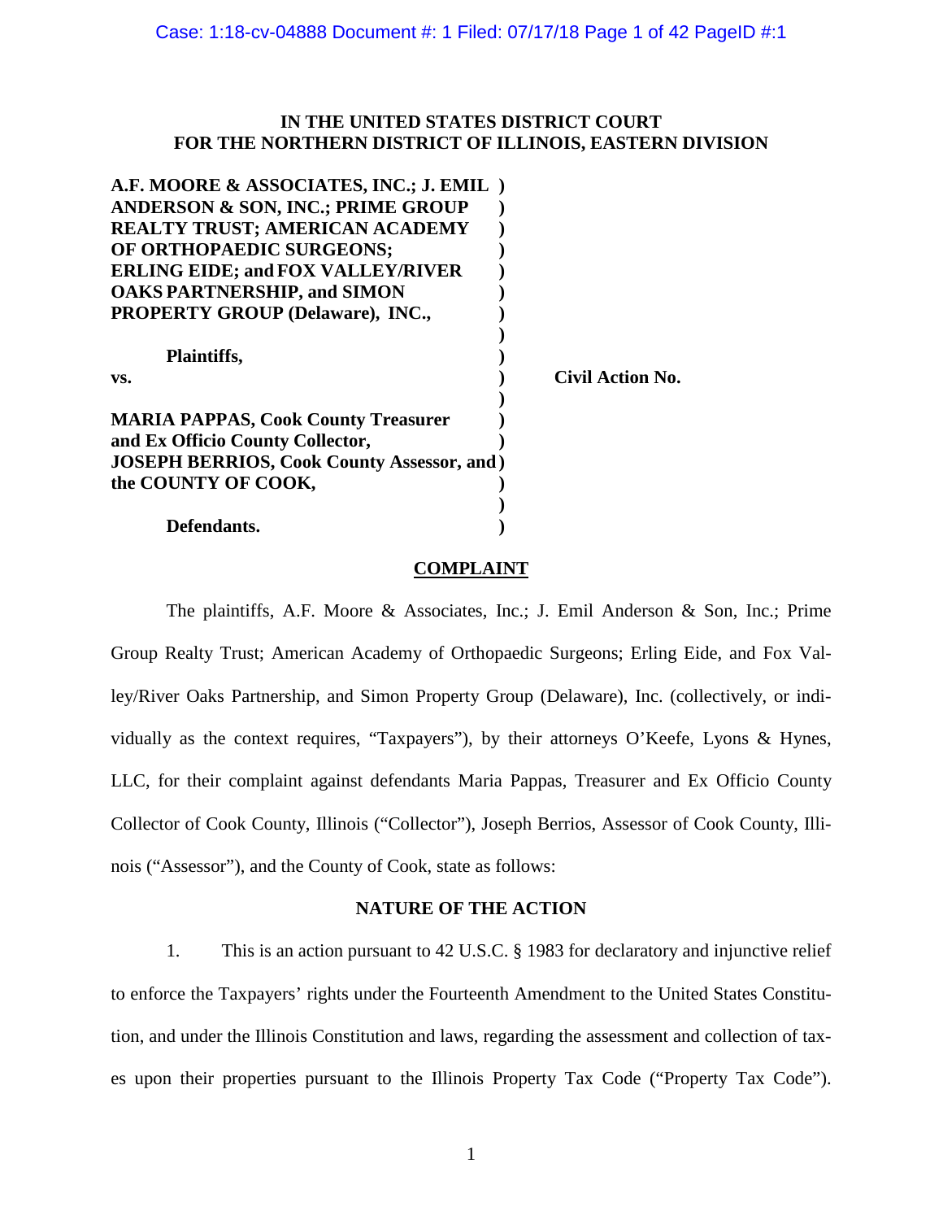**IN THE UNITED STATES DISTRICT COURT**
**FOR THE NORTHERN DISTRICT OF ILLINOIS, EASTERN DIVISION**

| | | |
|---|---|---|
| **A.F. MOORE & ASSOCIATES, INC.; J. EMIL ANDERSON & SON, INC.; PRIME GROUP REALTY TRUST; AMERICAN ACADEMY OF ORTHOPAEDIC SURGEONS; ERLING EIDE; and FOX VALLEY/RIVER OAKS PARTNERSHIP, and SIMON PROPERTY GROUP (Delaware), INC.,** | ) | |
| **Plaintiffs,** | ) | |
| **vs.** | ) | **Civil Action No.** |
| **MARIA PAPPAS, Cook County Treasurer and Ex Officio County Collector, JOSEPH BERRIOS, Cook County Assessor, and the COUNTY OF COOK,** | ) | |
| **Defendants.** | ) | |

## COMPLAINT

The plaintiffs, A.F. Moore & Associates, Inc.; J. Emil Anderson & Son, Inc.; Prime Group Realty Trust; American Academy of Orthopaedic Surgeons; Erling Eide, and Fox Valley/River Oaks Partnership, and Simon Property Group (Delaware), Inc. (collectively, or individually as the context requires, "Taxpayers"), by their attorneys O'Keefe, Lyons & Hynes, LLC, for their complaint against defendants Maria Pappas, Treasurer and Ex Officio County Collector of Cook County, Illinois ("Collector"), Joseph Berrios, Assessor of Cook County, Illinois ("Assessor"), and the County of Cook, state as follows:

### NATURE OF THE ACTION

1. This is an action pursuant to 42 U.S.C. § 1983 for declaratory and injunctive relief to enforce the Taxpayers' rights under the Fourteenth Amendment to the United States Constitution, and under the Illinois Constitution and laws, regarding the assessment and collection of taxes upon their properties pursuant to the Illinois Property Tax Code ("Property Tax Code").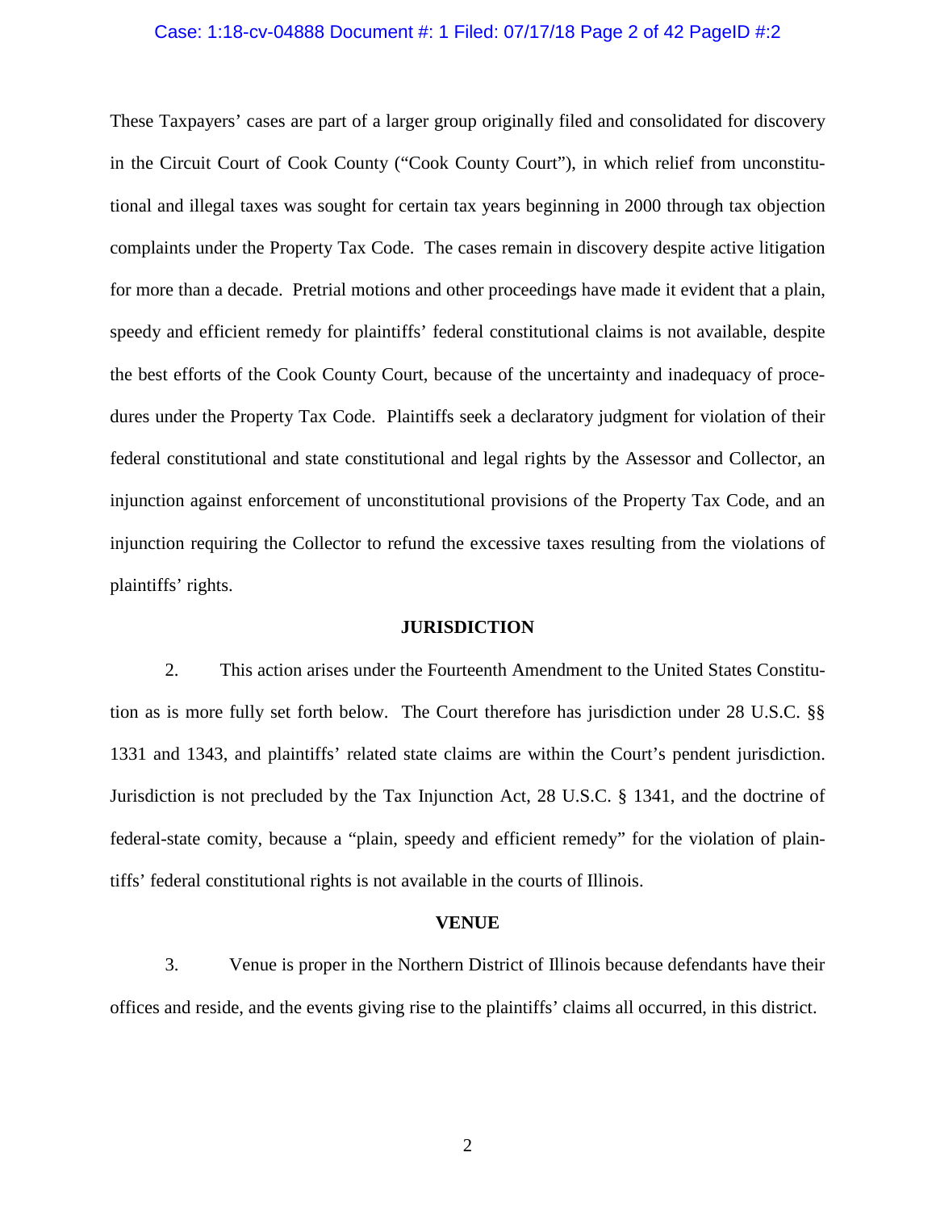These Taxpayers' cases are part of a larger group originally filed and consolidated for discovery in the Circuit Court of Cook County ("Cook County Court"), in which relief from unconstitutional and illegal taxes was sought for certain tax years beginning in 2000 through tax objection complaints under the Property Tax Code. The cases remain in discovery despite active litigation for more than a decade. Pretrial motions and other proceedings have made it evident that a plain, speedy and efficient remedy for plaintiffs' federal constitutional claims is not available, despite the best efforts of the Cook County Court, because of the uncertainty and inadequacy of procedures under the Property Tax Code. Plaintiffs seek a declaratory judgment for violation of their federal constitutional and state constitutional and legal rights by the Assessor and Collector, an injunction against enforcement of unconstitutional provisions of the Property Tax Code, and an injunction requiring the Collector to refund the excessive taxes resulting from the violations of plaintiffs' rights.

## JURISDICTION

2. This action arises under the Fourteenth Amendment to the United States Constitution as is more fully set forth below. The Court therefore has jurisdiction under 28 U.S.C. §§ 1331 and 1343, and plaintiffs' related state claims are within the Court's pendent jurisdiction. Jurisdiction is not precluded by the Tax Injunction Act, 28 U.S.C. § 1341, and the doctrine of federal-state comity, because a "plain, speedy and efficient remedy" for the violation of plaintiffs' federal constitutional rights is not available in the courts of Illinois.

## VENUE

3. Venue is proper in the Northern District of Illinois because defendants have their offices and reside, and the events giving rise to the plaintiffs' claims all occurred, in this district.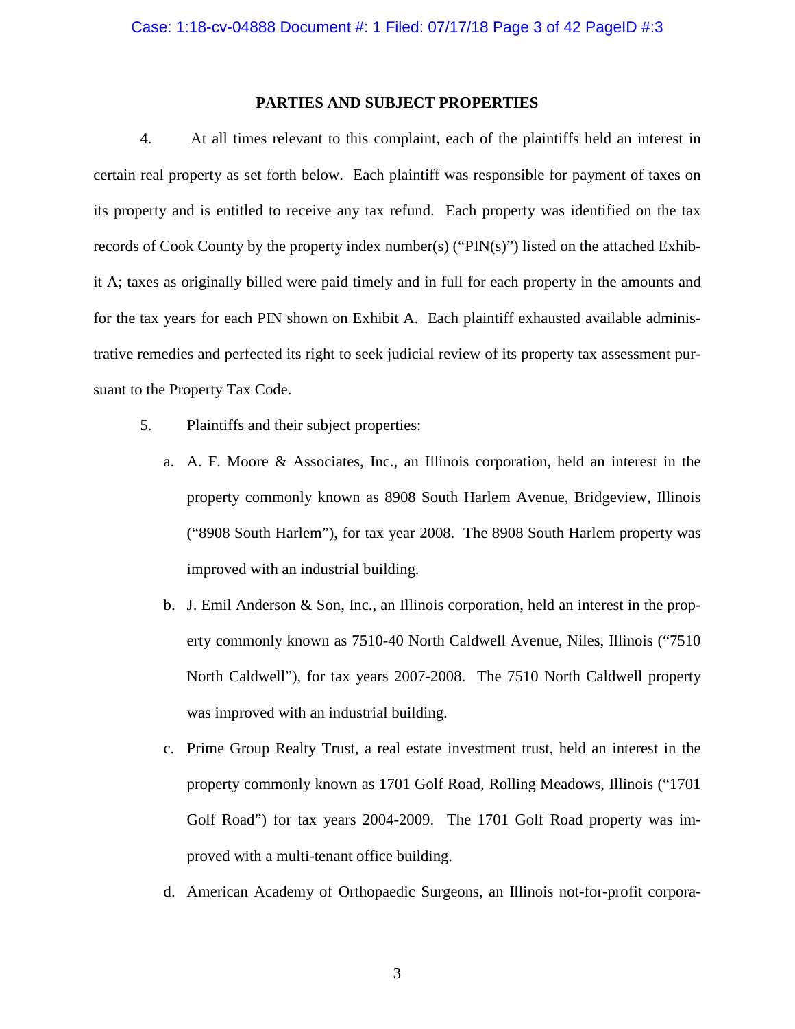## PARTIES AND SUBJECT PROPERTIES

4. At all times relevant to this complaint, each of the plaintiffs held an interest in certain real property as set forth below. Each plaintiff was responsible for payment of taxes on its property and is entitled to receive any tax refund. Each property was identified on the tax records of Cook County by the property index number(s) ("PIN(s)") listed on the attached Exhibit A; taxes as originally billed were paid timely and in full for each property in the amounts and for the tax years for each PIN shown on Exhibit A. Each plaintiff exhausted available administrative remedies and perfected its right to seek judicial review of its property tax assessment pursuant to the Property Tax Code.

5. Plaintiffs and their subject properties:

   a. A. F. Moore & Associates, Inc., an Illinois corporation, held an interest in the property commonly known as 8908 South Harlem Avenue, Bridgeview, Illinois ("8908 South Harlem"), for tax year 2008. The 8908 South Harlem property was improved with an industrial building.

   b. J. Emil Anderson & Son, Inc., an Illinois corporation, held an interest in the property commonly known as 7510-40 North Caldwell Avenue, Niles, Illinois ("7510 North Caldwell"), for tax years 2007-2008. The 7510 North Caldwell property was improved with an industrial building.

   c. Prime Group Realty Trust, a real estate investment trust, held an interest in the property commonly known as 1701 Golf Road, Rolling Meadows, Illinois ("1701 Golf Road") for tax years 2004-2009. The 1701 Golf Road property was improved with a multi-tenant office building.

   d. American Academy of Orthopaedic Surgeons, an Illinois not-for-profit corpora-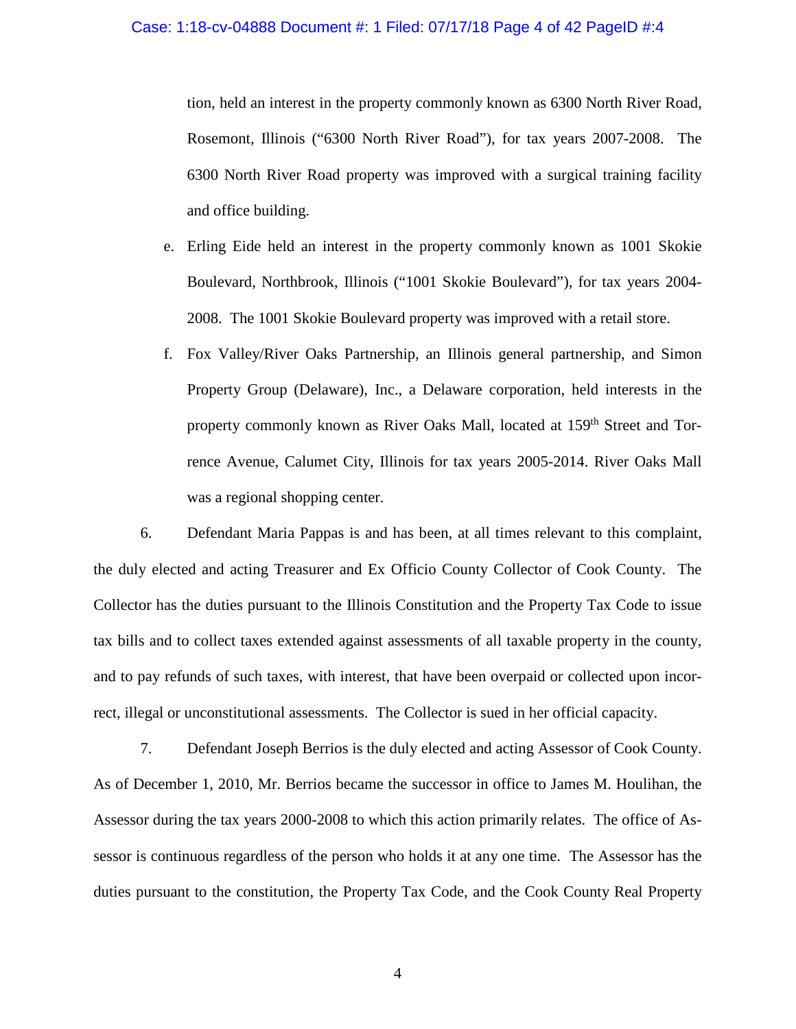tion, held an interest in the property commonly known as 6300 North River Road, Rosemont, Illinois ("6300 North River Road"), for tax years 2007-2008. The 6300 North River Road property was improved with a surgical training facility and office building.

e. Erling Eide held an interest in the property commonly known as 1001 Skokie Boulevard, Northbrook, Illinois ("1001 Skokie Boulevard"), for tax years 2004-2008. The 1001 Skokie Boulevard property was improved with a retail store.

f. Fox Valley/River Oaks Partnership, an Illinois general partnership, and Simon Property Group (Delaware), Inc., a Delaware corporation, held interests in the property commonly known as River Oaks Mall, located at 159th Street and Torrence Avenue, Calumet City, Illinois for tax years 2005-2014. River Oaks Mall was a regional shopping center.

6. Defendant Maria Pappas is and has been, at all times relevant to this complaint, the duly elected and acting Treasurer and Ex Officio County Collector of Cook County. The Collector has the duties pursuant to the Illinois Constitution and the Property Tax Code to issue tax bills and to collect taxes extended against assessments of all taxable property in the county, and to pay refunds of such taxes, with interest, that have been overpaid or collected upon incorrect, illegal or unconstitutional assessments. The Collector is sued in her official capacity.

7. Defendant Joseph Berrios is the duly elected and acting Assessor of Cook County. As of December 1, 2010, Mr. Berrios became the successor in office to James M. Houlihan, the Assessor during the tax years 2000-2008 to which this action primarily relates. The office of Assessor is continuous regardless of the person who holds it at any one time. The Assessor has the duties pursuant to the constitution, the Property Tax Code, and the Cook County Real Property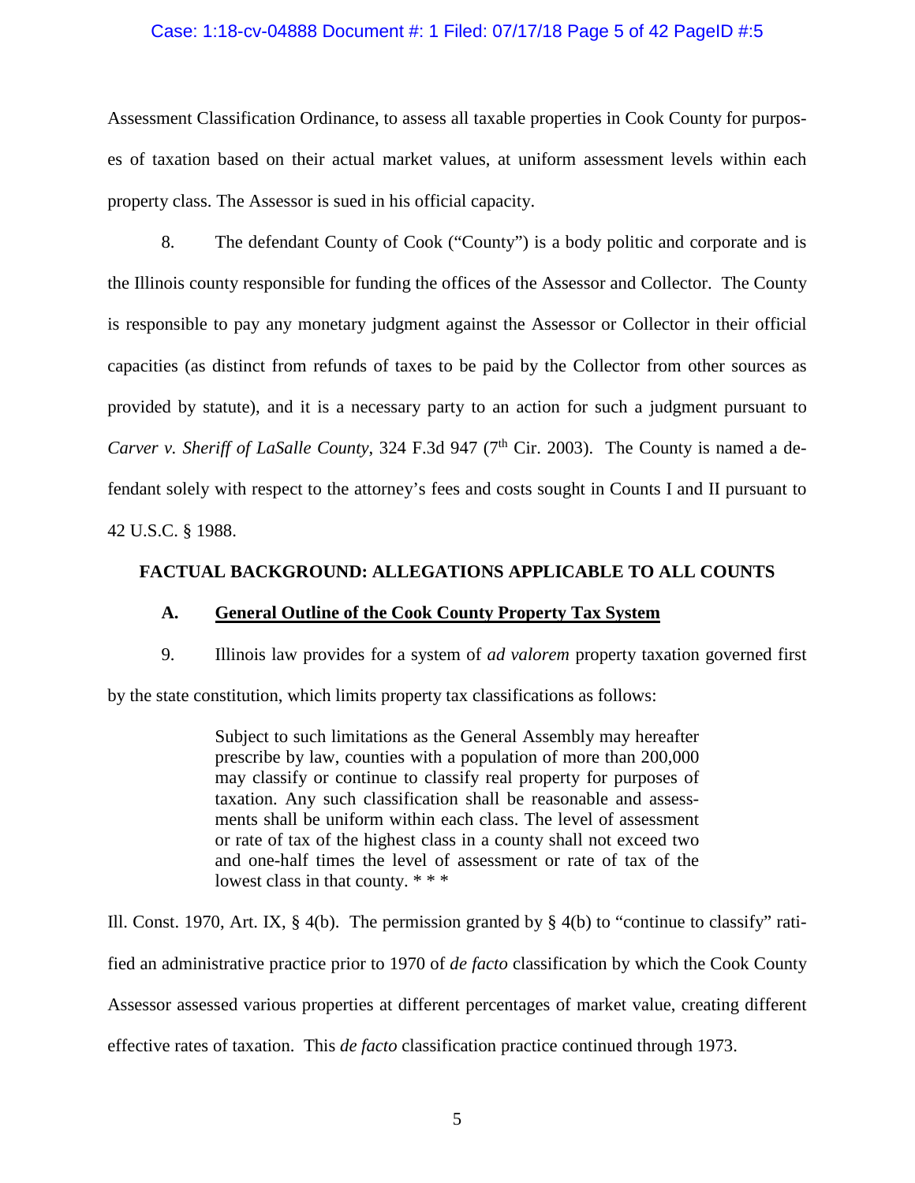Assessment Classification Ordinance, to assess all taxable properties in Cook County for purposes of taxation based on their actual market values, at uniform assessment levels within each property class. The Assessor is sued in his official capacity.

8. The defendant County of Cook ("County") is a body politic and corporate and is the Illinois county responsible for funding the offices of the Assessor and Collector. The County is responsible to pay any monetary judgment against the Assessor or Collector in their official capacities (as distinct from refunds of taxes to be paid by the Collector from other sources as provided by statute), and it is a necessary party to an action for such a judgment pursuant to *Carver v. Sheriff of LaSalle County*, 324 F.3d 947 (7th Cir. 2003). The County is named a defendant solely with respect to the attorney's fees and costs sought in Counts I and II pursuant to 42 U.S.C. § 1988.

## FACTUAL BACKGROUND: ALLEGATIONS APPLICABLE TO ALL COUNTS

### A. General Outline of the Cook County Property Tax System

9. Illinois law provides for a system of *ad valorem* property taxation governed first by the state constitution, which limits property tax classifications as follows:

> Subject to such limitations as the General Assembly may hereafter prescribe by law, counties with a population of more than 200,000 may classify or continue to classify real property for purposes of taxation. Any such classification shall be reasonable and assessments shall be uniform within each class. The level of assessment or rate of tax of the highest class in a county shall not exceed two and one-half times the level of assessment or rate of tax of the lowest class in that county. * * *

Ill. Const. 1970, Art. IX, § 4(b). The permission granted by § 4(b) to "continue to classify" ratified an administrative practice prior to 1970 of *de facto* classification by which the Cook County Assessor assessed various properties at different percentages of market value, creating different effective rates of taxation. This *de facto* classification practice continued through 1973.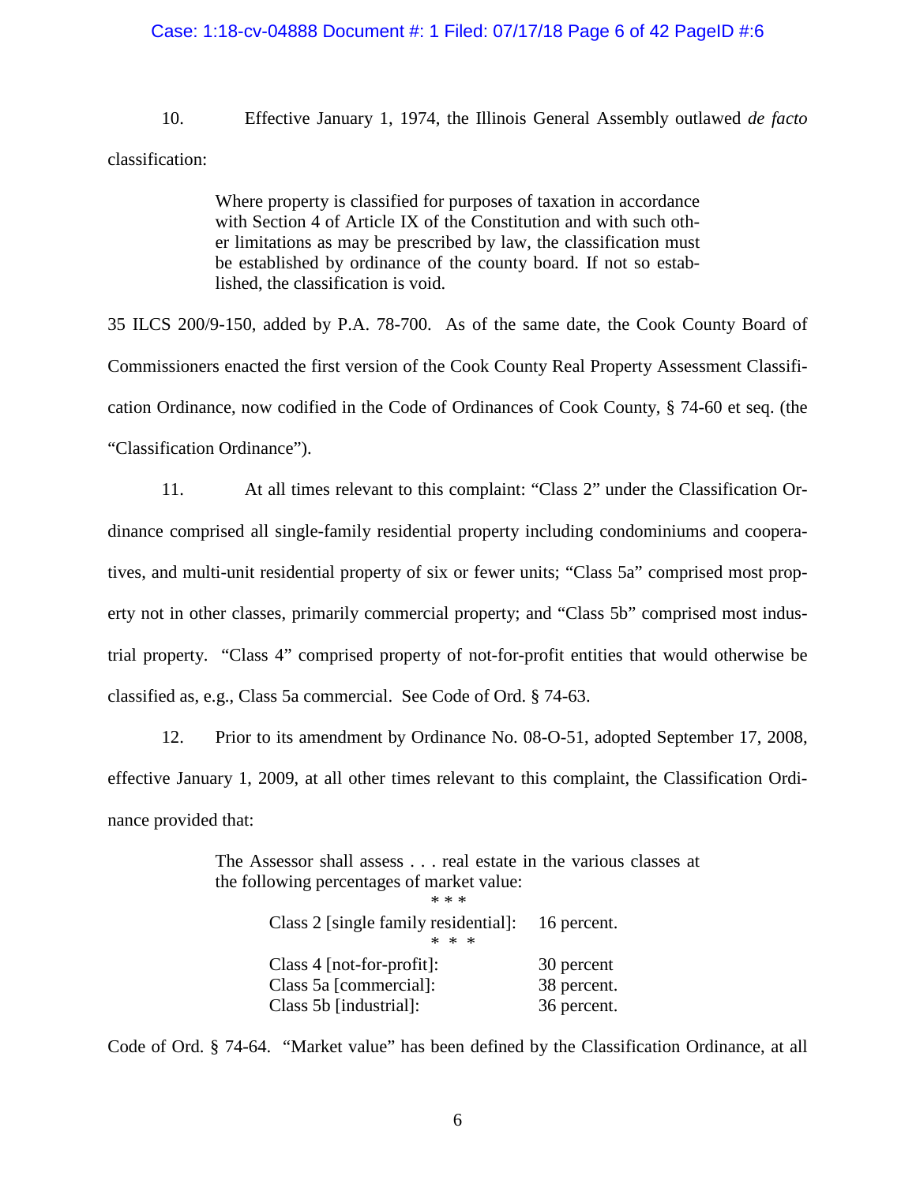10. Effective January 1, 1974, the Illinois General Assembly outlawed *de facto* classification:

> Where property is classified for purposes of taxation in accordance with Section 4 of Article IX of the Constitution and with such other limitations as may be prescribed by law, the classification must be established by ordinance of the county board. If not so established, the classification is void.

35 ILCS 200/9-150, added by P.A. 78-700. As of the same date, the Cook County Board of Commissioners enacted the first version of the Cook County Real Property Assessment Classification Ordinance, now codified in the Code of Ordinances of Cook County, § 74-60 et seq. (the "Classification Ordinance").

11. At all times relevant to this complaint: "Class 2" under the Classification Ordinance comprised all single-family residential property including condominiums and cooperatives, and multi-unit residential property of six or fewer units; "Class 5a" comprised most property not in other classes, primarily commercial property; and "Class 5b" comprised most industrial property. "Class 4" comprised property of not-for-profit entities that would otherwise be classified as, e.g., Class 5a commercial. See Code of Ord. § 74-63.

12. Prior to its amendment by Ordinance No. 08-O-51, adopted September 17, 2008, effective January 1, 2009, at all other times relevant to this complaint, the Classification Ordinance provided that:

> The Assessor shall assess . . . real estate in the various classes at the following percentages of market value:
>
> \* \* \*
>
> Class 2 [single family residential]: 16 percent.
>
> \* \* \*
>
> Class 4 [not-for-profit]: 30 percent
> Class 5a [commercial]: 38 percent.
> Class 5b [industrial]: 36 percent.

Code of Ord. § 74-64. "Market value" has been defined by the Classification Ordinance, at all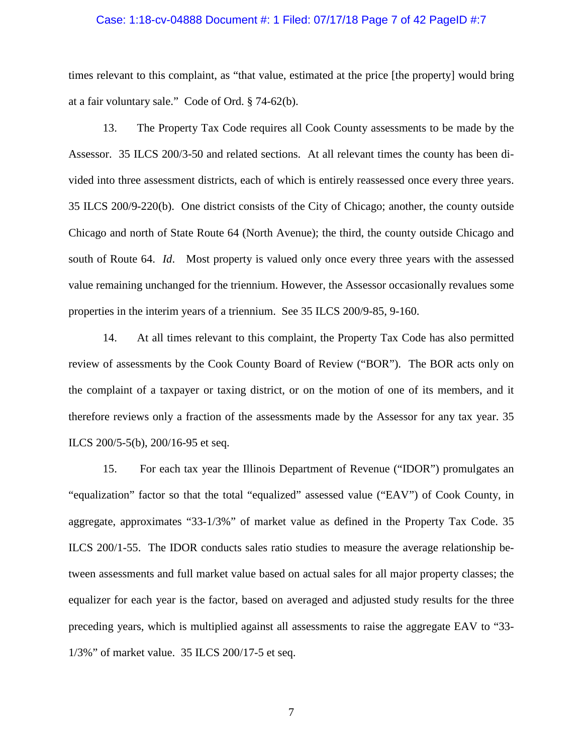times relevant to this complaint, as "that value, estimated at the price [the property] would bring at a fair voluntary sale." Code of Ord. § 74-62(b).

13. The Property Tax Code requires all Cook County assessments to be made by the Assessor. 35 ILCS 200/3-50 and related sections. At all relevant times the county has been divided into three assessment districts, each of which is entirely reassessed once every three years. 35 ILCS 200/9-220(b). One district consists of the City of Chicago; another, the county outside Chicago and north of State Route 64 (North Avenue); the third, the county outside Chicago and south of Route 64. *Id*. Most property is valued only once every three years with the assessed value remaining unchanged for the triennium. However, the Assessor occasionally revalues some properties in the interim years of a triennium. See 35 ILCS 200/9-85, 9-160.

14. At all times relevant to this complaint, the Property Tax Code has also permitted review of assessments by the Cook County Board of Review ("BOR"). The BOR acts only on the complaint of a taxpayer or taxing district, or on the motion of one of its members, and it therefore reviews only a fraction of the assessments made by the Assessor for any tax year. 35 ILCS 200/5-5(b), 200/16-95 et seq.

15. For each tax year the Illinois Department of Revenue ("IDOR") promulgates an "equalization" factor so that the total "equalized" assessed value ("EAV") of Cook County, in aggregate, approximates "33-1/3%" of market value as defined in the Property Tax Code. 35 ILCS 200/1-55. The IDOR conducts sales ratio studies to measure the average relationship between assessments and full market value based on actual sales for all major property classes; the equalizer for each year is the factor, based on averaged and adjusted study results for the three preceding years, which is multiplied against all assessments to raise the aggregate EAV to "33-1/3%" of market value. 35 ILCS 200/17-5 et seq.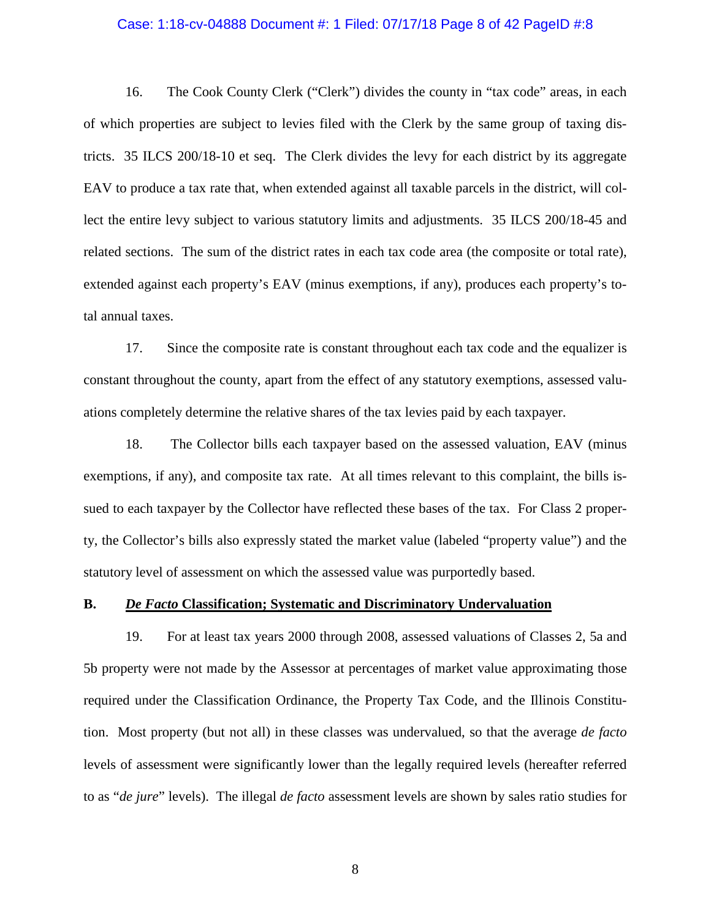16. The Cook County Clerk ("Clerk") divides the county in "tax code" areas, in each of which properties are subject to levies filed with the Clerk by the same group of taxing districts. 35 ILCS 200/18-10 et seq. The Clerk divides the levy for each district by its aggregate EAV to produce a tax rate that, when extended against all taxable parcels in the district, will collect the entire levy subject to various statutory limits and adjustments. 35 ILCS 200/18-45 and related sections. The sum of the district rates in each tax code area (the composite or total rate), extended against each property's EAV (minus exemptions, if any), produces each property's total annual taxes.

17. Since the composite rate is constant throughout each tax code and the equalizer is constant throughout the county, apart from the effect of any statutory exemptions, assessed valuations completely determine the relative shares of the tax levies paid by each taxpayer.

18. The Collector bills each taxpayer based on the assessed valuation, EAV (minus exemptions, if any), and composite tax rate. At all times relevant to this complaint, the bills issued to each taxpayer by the Collector have reflected these bases of the tax. For Class 2 property, the Collector's bills also expressly stated the market value (labeled "property value") and the statutory level of assessment on which the assessed value was purportedly based.

**B. _*De Facto*_ Classification; Systematic and Discriminatory Undervaluation**

19. For at least tax years 2000 through 2008, assessed valuations of Classes 2, 5a and 5b property were not made by the Assessor at percentages of market value approximating those required under the Classification Ordinance, the Property Tax Code, and the Illinois Constitution. Most property (but not all) in these classes was undervalued, so that the average *de facto* levels of assessment were significantly lower than the legally required levels (hereafter referred to as "*de jure*" levels). The illegal *de facto* assessment levels are shown by sales ratio studies for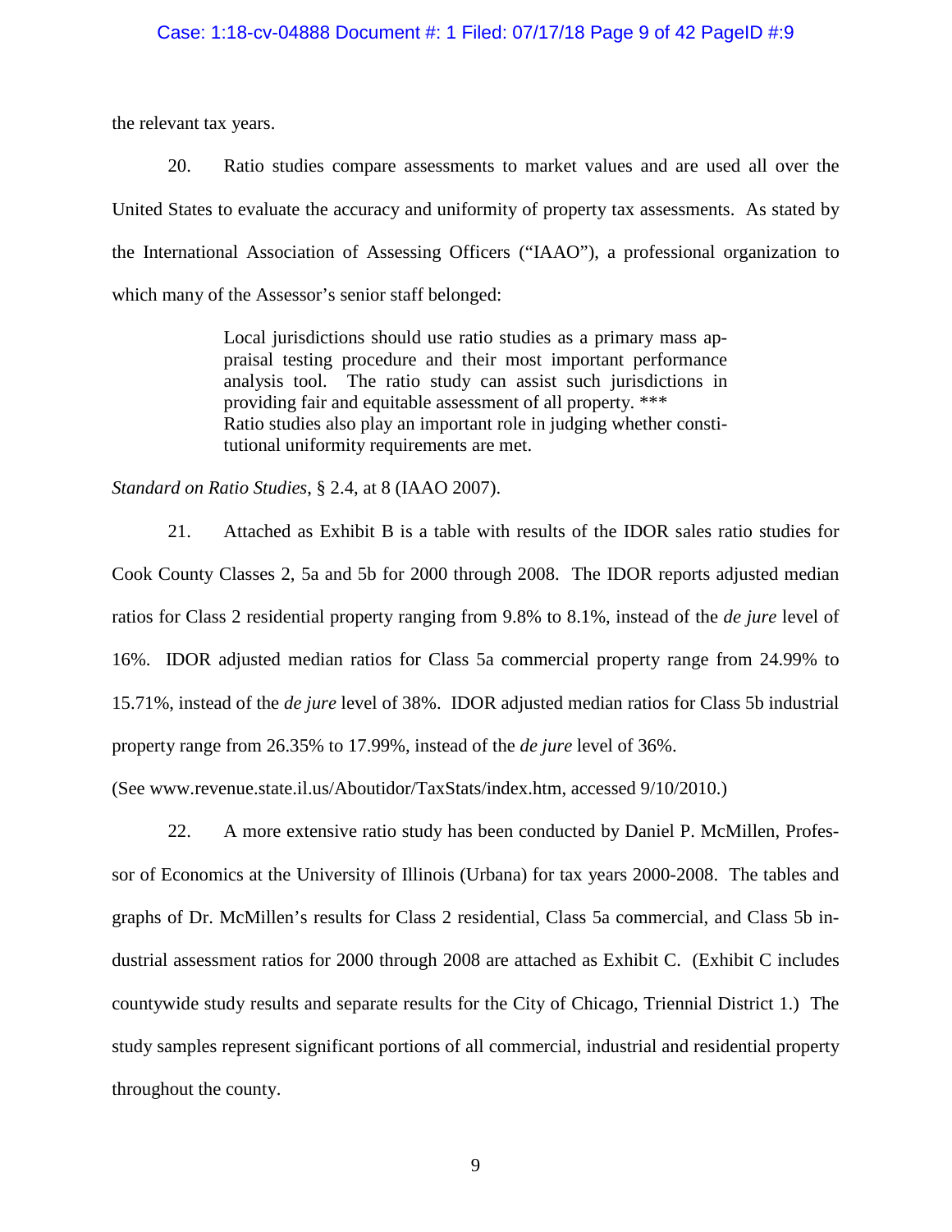the relevant tax years.

20. Ratio studies compare assessments to market values and are used all over the United States to evaluate the accuracy and uniformity of property tax assessments. As stated by the International Association of Assessing Officers ("IAAO"), a professional organization to which many of the Assessor's senior staff belonged:

> Local jurisdictions should use ratio studies as a primary mass appraisal testing procedure and their most important performance analysis tool. The ratio study can assist such jurisdictions in providing fair and equitable assessment of all property. ***
> Ratio studies also play an important role in judging whether constitutional uniformity requirements are met.

*Standard on Ratio Studies*, § 2.4, at 8 (IAAO 2007).

21. Attached as Exhibit B is a table with results of the IDOR sales ratio studies for Cook County Classes 2, 5a and 5b for 2000 through 2008. The IDOR reports adjusted median ratios for Class 2 residential property ranging from 9.8% to 8.1%, instead of the *de jure* level of 16%. IDOR adjusted median ratios for Class 5a commercial property range from 24.99% to 15.71%, instead of the *de jure* level of 38%. IDOR adjusted median ratios for Class 5b industrial property range from 26.35% to 17.99%, instead of the *de jure* level of 36%.

(See www.revenue.state.il.us/Aboutidor/TaxStats/index.htm, accessed 9/10/2010.)

22. A more extensive ratio study has been conducted by Daniel P. McMillen, Professor of Economics at the University of Illinois (Urbana) for tax years 2000-2008. The tables and graphs of Dr. McMillen's results for Class 2 residential, Class 5a commercial, and Class 5b industrial assessment ratios for 2000 through 2008 are attached as Exhibit C. (Exhibit C includes countywide study results and separate results for the City of Chicago, Triennial District 1.) The study samples represent significant portions of all commercial, industrial and residential property throughout the county.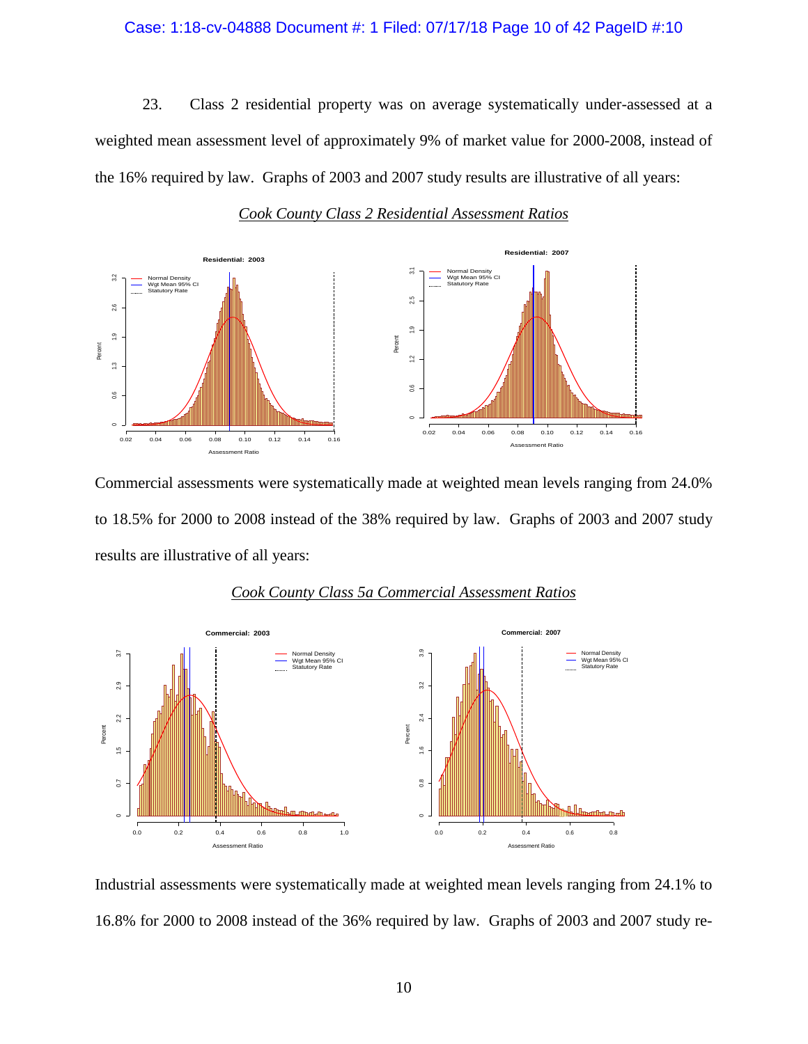23. Class 2 residential property was on average systematically under-assessed at a weighted mean assessment level of approximately 9% of market value for 2000-2008, instead of the 16% required by law. Graphs of 2003 and 2007 study results are illustrative of all years:

*Cook County Class 2 Residential Assessment Ratios*

Commercial assessments were systematically made at weighted mean levels ranging from 24.0% to 18.5% for 2000 to 2008 instead of the 38% required by law. Graphs of 2003 and 2007 study results are illustrative of all years:

*Cook County Class 5a Commercial Assessment Ratios*

Industrial assessments were systematically made at weighted mean levels ranging from 24.1% to 16.8% for 2000 to 2008 instead of the 36% required by law. Graphs of 2003 and 2007 study re-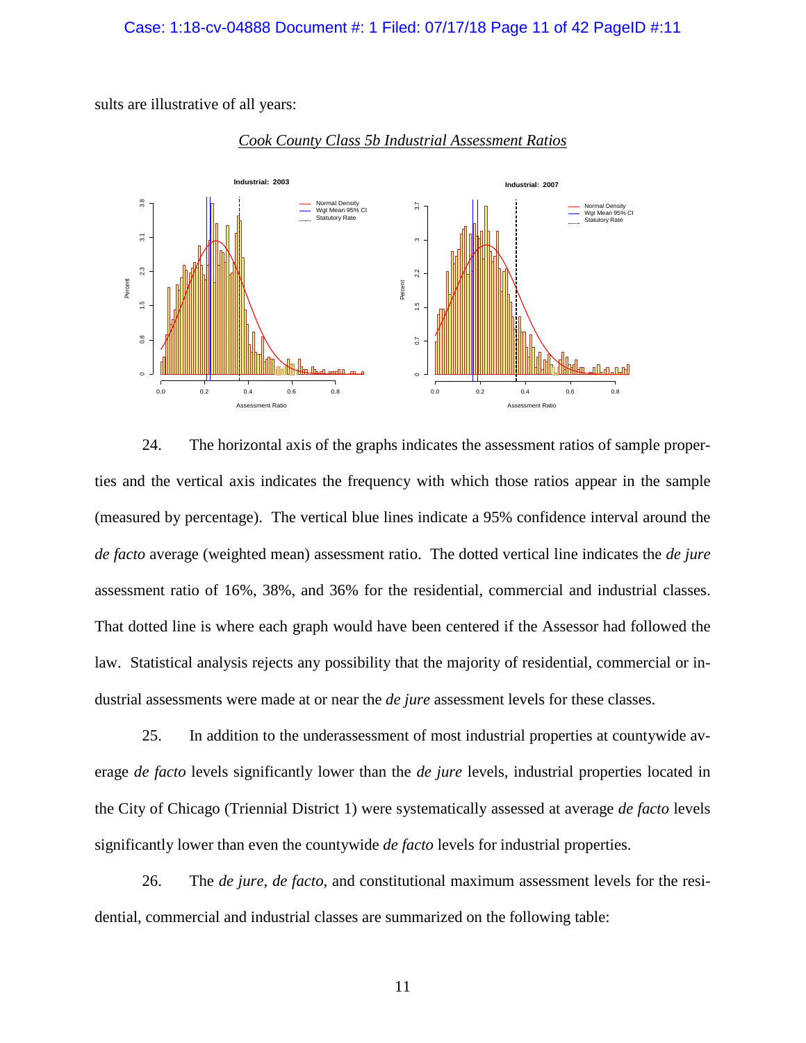sults are illustrative of all years:

*Cook County Class 5b Industrial Assessment Ratios*

24. The horizontal axis of the graphs indicates the assessment ratios of sample properties and the vertical axis indicates the frequency with which those ratios appear in the sample (measured by percentage). The vertical blue lines indicate a 95% confidence interval around the *de facto* average (weighted mean) assessment ratio. The dotted vertical line indicates the *de jure* assessment ratio of 16%, 38%, and 36% for the residential, commercial and industrial classes. That dotted line is where each graph would have been centered if the Assessor had followed the law. Statistical analysis rejects any possibility that the majority of residential, commercial or industrial assessments were made at or near the *de jure* assessment levels for these classes.

25. In addition to the underassessment of most industrial properties at countywide average *de facto* levels significantly lower than the *de jure* levels, industrial properties located in the City of Chicago (Triennial District 1) were systematically assessed at average *de facto* levels significantly lower than even the countywide *de facto* levels for industrial properties.

26. The *de jure*, *de facto*, and constitutional maximum assessment levels for the residential, commercial and industrial classes are summarized on the following table: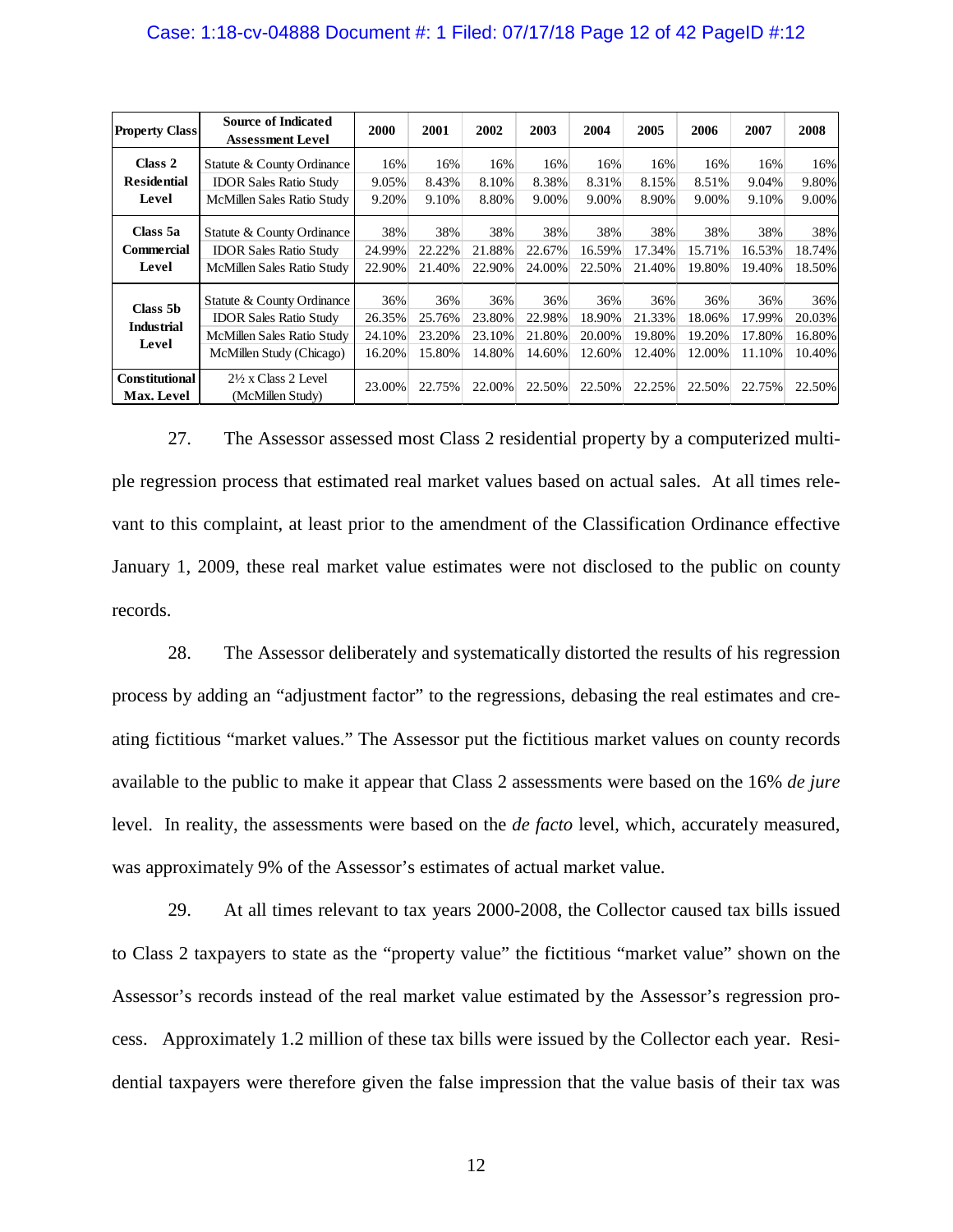| Property Class | Source of Indicated Assessment Level | 2000 | 2001 | 2002 | 2003 | 2004 | 2005 | 2006 | 2007 | 2008 |
|---|---|---|---|---|---|---|---|---|---|---|
| **Class 2 Residential Level** | Statute & County Ordinance | 16% | 16% | 16% | 16% | 16% | 16% | 16% | 16% | 16% |
| | IDOR Sales Ratio Study | 9.05% | 8.43% | 8.10% | 8.38% | 8.31% | 8.15% | 8.51% | 9.04% | 9.80% |
| | McMillen Sales Ratio Study | 9.20% | 9.10% | 8.80% | 9.00% | 9.00% | 8.90% | 9.00% | 9.10% | 9.00% |
| **Class 5a Commercial Level** | Statute & County Ordinance | 38% | 38% | 38% | 38% | 38% | 38% | 38% | 38% | 38% |
| | IDOR Sales Ratio Study | 24.99% | 22.22% | 21.88% | 22.67% | 16.59% | 17.34% | 15.71% | 16.53% | 18.74% |
| | McMillen Sales Ratio Study | 22.90% | 21.40% | 22.90% | 24.00% | 22.50% | 21.40% | 19.80% | 19.40% | 18.50% |
| **Class 5b Industrial Level** | Statute & County Ordinance | 36% | 36% | 36% | 36% | 36% | 36% | 36% | 36% | 36% |
| | IDOR Sales Ratio Study | 26.35% | 25.76% | 23.80% | 22.98% | 18.90% | 21.33% | 18.06% | 17.99% | 20.03% |
| | McMillen Sales Ratio Study | 24.10% | 23.20% | 23.10% | 21.80% | 20.00% | 19.80% | 19.20% | 17.80% | 16.80% |
| | McMillen Study (Chicago) | 16.20% | 15.80% | 14.80% | 14.60% | 12.60% | 12.40% | 12.00% | 11.10% | 10.40% |
| **Constitutional Max. Level** | 2½ x Class 2 Level (McMillen Study) | 23.00% | 22.75% | 22.00% | 22.50% | 22.50% | 22.25% | 22.50% | 22.75% | 22.50% |

27. The Assessor assessed most Class 2 residential property by a computerized multiple regression process that estimated real market values based on actual sales. At all times relevant to this complaint, at least prior to the amendment of the Classification Ordinance effective January 1, 2009, these real market value estimates were not disclosed to the public on county records.

28. The Assessor deliberately and systematically distorted the results of his regression process by adding an "adjustment factor" to the regressions, debasing the real estimates and creating fictitious "market values." The Assessor put the fictitious market values on county records available to the public to make it appear that Class 2 assessments were based on the 16% *de jure* level. In reality, the assessments were based on the *de facto* level, which, accurately measured, was approximately 9% of the Assessor's estimates of actual market value.

29. At all times relevant to tax years 2000-2008, the Collector caused tax bills issued to Class 2 taxpayers to state as the "property value" the fictitious "market value" shown on the Assessor's records instead of the real market value estimated by the Assessor's regression process. Approximately 1.2 million of these tax bills were issued by the Collector each year. Residential taxpayers were therefore given the false impression that the value basis of their tax was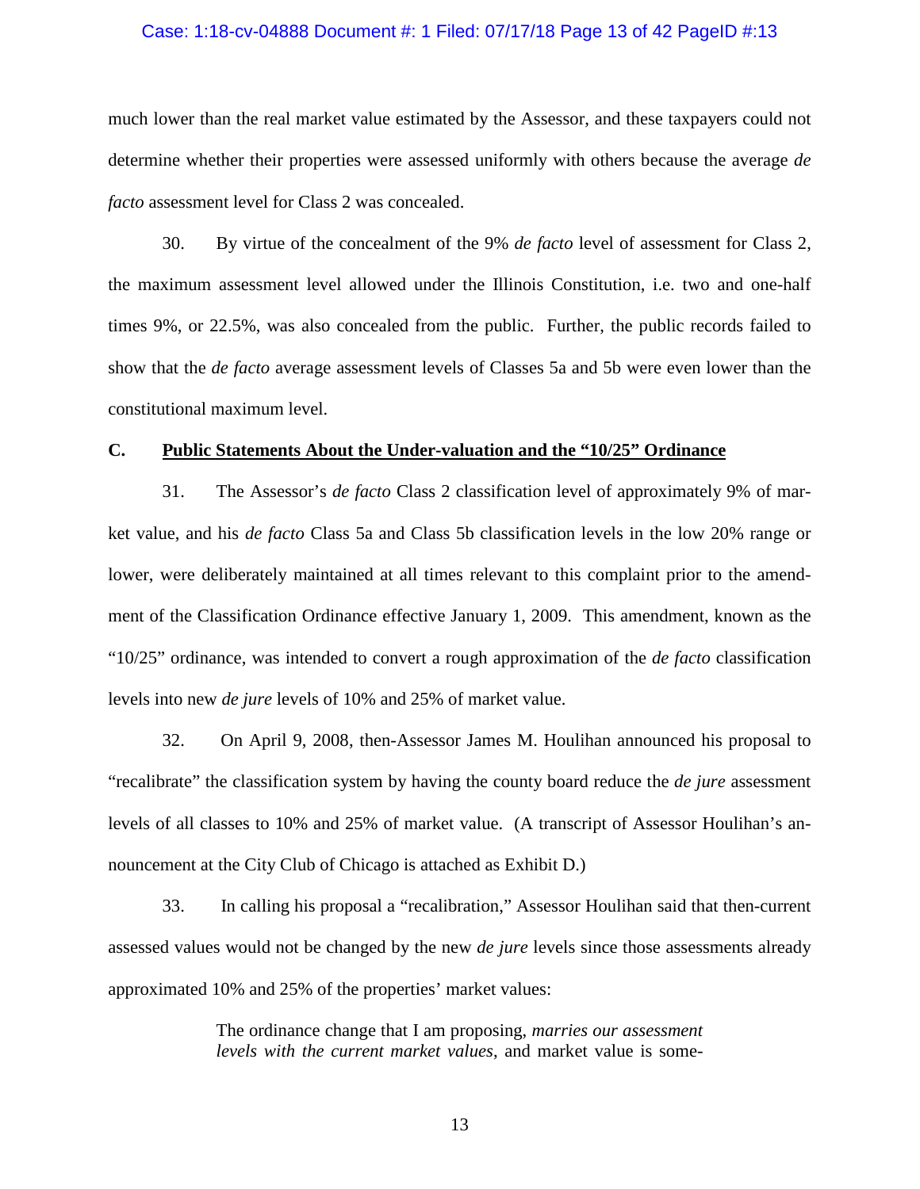much lower than the real market value estimated by the Assessor, and these taxpayers could not determine whether their properties were assessed uniformly with others because the average *de facto* assessment level for Class 2 was concealed.

30. By virtue of the concealment of the 9% *de facto* level of assessment for Class 2, the maximum assessment level allowed under the Illinois Constitution, i.e. two and one-half times 9%, or 22.5%, was also concealed from the public. Further, the public records failed to show that the *de facto* average assessment levels of Classes 5a and 5b were even lower than the constitutional maximum level.

## C. Public Statements About the Under-valuation and the "10/25" Ordinance

31. The Assessor's *de facto* Class 2 classification level of approximately 9% of market value, and his *de facto* Class 5a and Class 5b classification levels in the low 20% range or lower, were deliberately maintained at all times relevant to this complaint prior to the amendment of the Classification Ordinance effective January 1, 2009. This amendment, known as the "10/25" ordinance, was intended to convert a rough approximation of the *de facto* classification levels into new *de jure* levels of 10% and 25% of market value.

32. On April 9, 2008, then-Assessor James M. Houlihan announced his proposal to "recalibrate" the classification system by having the county board reduce the *de jure* assessment levels of all classes to 10% and 25% of market value. (A transcript of Assessor Houlihan's announcement at the City Club of Chicago is attached as Exhibit D.)

33. In calling his proposal a "recalibration," Assessor Houlihan said that then-current assessed values would not be changed by the new *de jure* levels since those assessments already approximated 10% and 25% of the properties' market values:

> The ordinance change that I am proposing, *marries our assessment levels with the current market values*, and market value is some-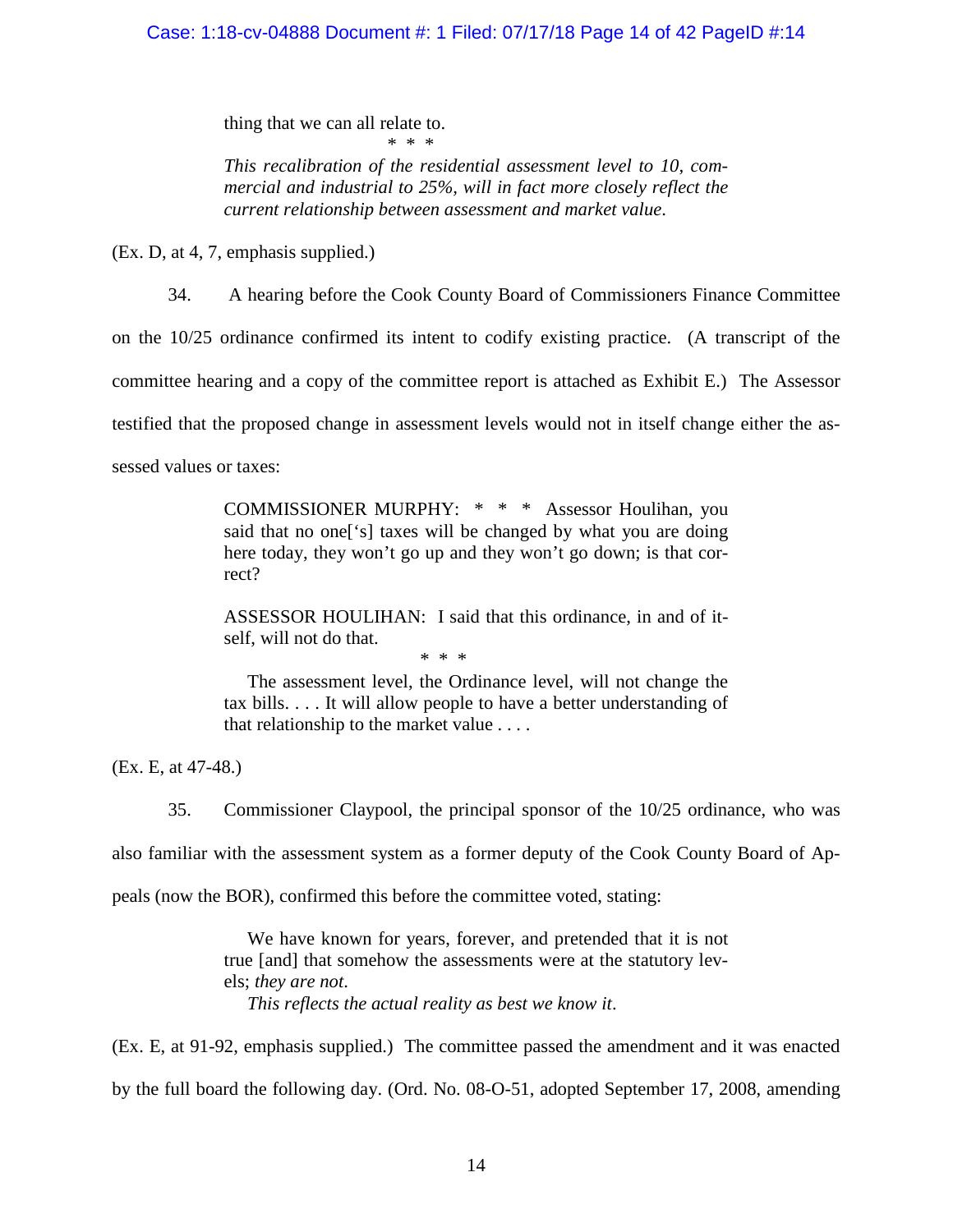> thing that we can all relate to.
>
> \* \* \*
>
> *This recalibration of the residential assessment level to 10, commercial and industrial to 25%, will in fact more closely reflect the current relationship between assessment and market value.*

(Ex. D, at 4, 7, emphasis supplied.)

34. A hearing before the Cook County Board of Commissioners Finance Committee on the 10/25 ordinance confirmed its intent to codify existing practice. (A transcript of the committee hearing and a copy of the committee report is attached as Exhibit E.) The Assessor testified that the proposed change in assessment levels would not in itself change either the assessed values or taxes:

> COMMISSIONER MURPHY: \* \* \* Assessor Houlihan, you said that no one['s] taxes will be changed by what you are doing here today, they won't go up and they won't go down; is that correct?
>
> ASSESSOR HOULIHAN: I said that this ordinance, in and of itself, will not do that.
>
> \* \* \*
>
> The assessment level, the Ordinance level, will not change the tax bills. . . . It will allow people to have a better understanding of that relationship to the market value . . . .

(Ex. E, at 47-48.)

35. Commissioner Claypool, the principal sponsor of the 10/25 ordinance, who was also familiar with the assessment system as a former deputy of the Cook County Board of Appeals (now the BOR), confirmed this before the committee voted, stating:

> We have known for years, forever, and pretended that it is not true [and] that somehow the assessments were at the statutory levels; *they are not*.
>
> *This reflects the actual reality as best we know it*.

(Ex. E, at 91-92, emphasis supplied.) The committee passed the amendment and it was enacted by the full board the following day. (Ord. No. 08-O-51, adopted September 17, 2008, amending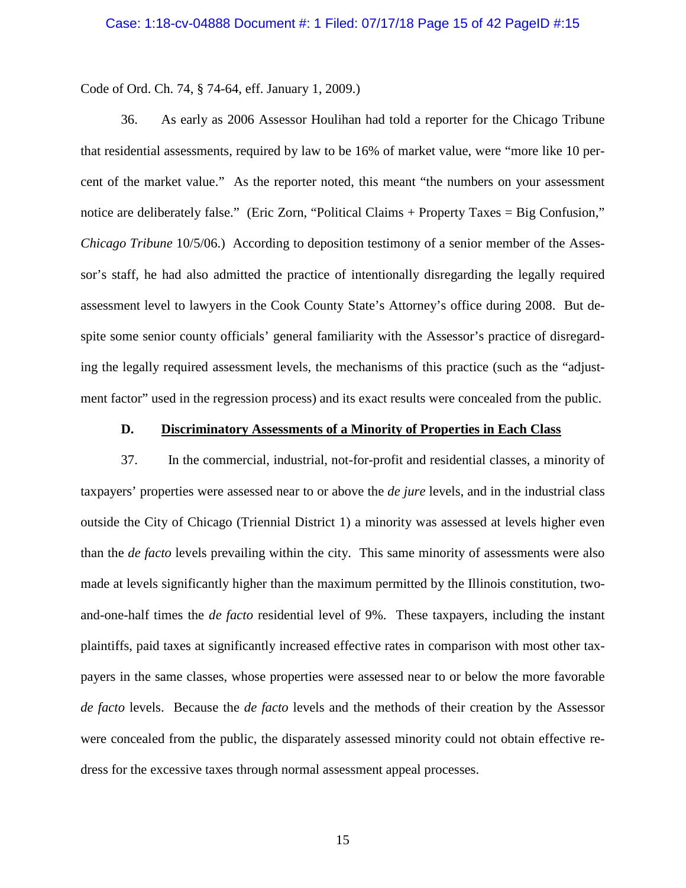Code of Ord. Ch. 74, § 74-64, eff. January 1, 2009.)

36. As early as 2006 Assessor Houlihan had told a reporter for the Chicago Tribune that residential assessments, required by law to be 16% of market value, were "more like 10 percent of the market value." As the reporter noted, this meant "the numbers on your assessment notice are deliberately false." (Eric Zorn, "Political Claims + Property Taxes = Big Confusion," *Chicago Tribune* 10/5/06.) According to deposition testimony of a senior member of the Assessor's staff, he had also admitted the practice of intentionally disregarding the legally required assessment level to lawyers in the Cook County State's Attorney's office during 2008. But despite some senior county officials' general familiarity with the Assessor's practice of disregarding the legally required assessment levels, the mechanisms of this practice (such as the "adjustment factor" used in the regression process) and its exact results were concealed from the public.

### D. <u>Discriminatory Assessments of a Minority of Properties in Each Class</u>

37. In the commercial, industrial, not-for-profit and residential classes, a minority of taxpayers' properties were assessed near to or above the *de jure* levels, and in the industrial class outside the City of Chicago (Triennial District 1) a minority was assessed at levels higher even than the *de facto* levels prevailing within the city. This same minority of assessments were also made at levels significantly higher than the maximum permitted by the Illinois constitution, two-and-one-half times the *de facto* residential level of 9%. These taxpayers, including the instant plaintiffs, paid taxes at significantly increased effective rates in comparison with most other taxpayers in the same classes, whose properties were assessed near to or below the more favorable *de facto* levels. Because the *de facto* levels and the methods of their creation by the Assessor were concealed from the public, the disparately assessed minority could not obtain effective redress for the excessive taxes through normal assessment appeal processes.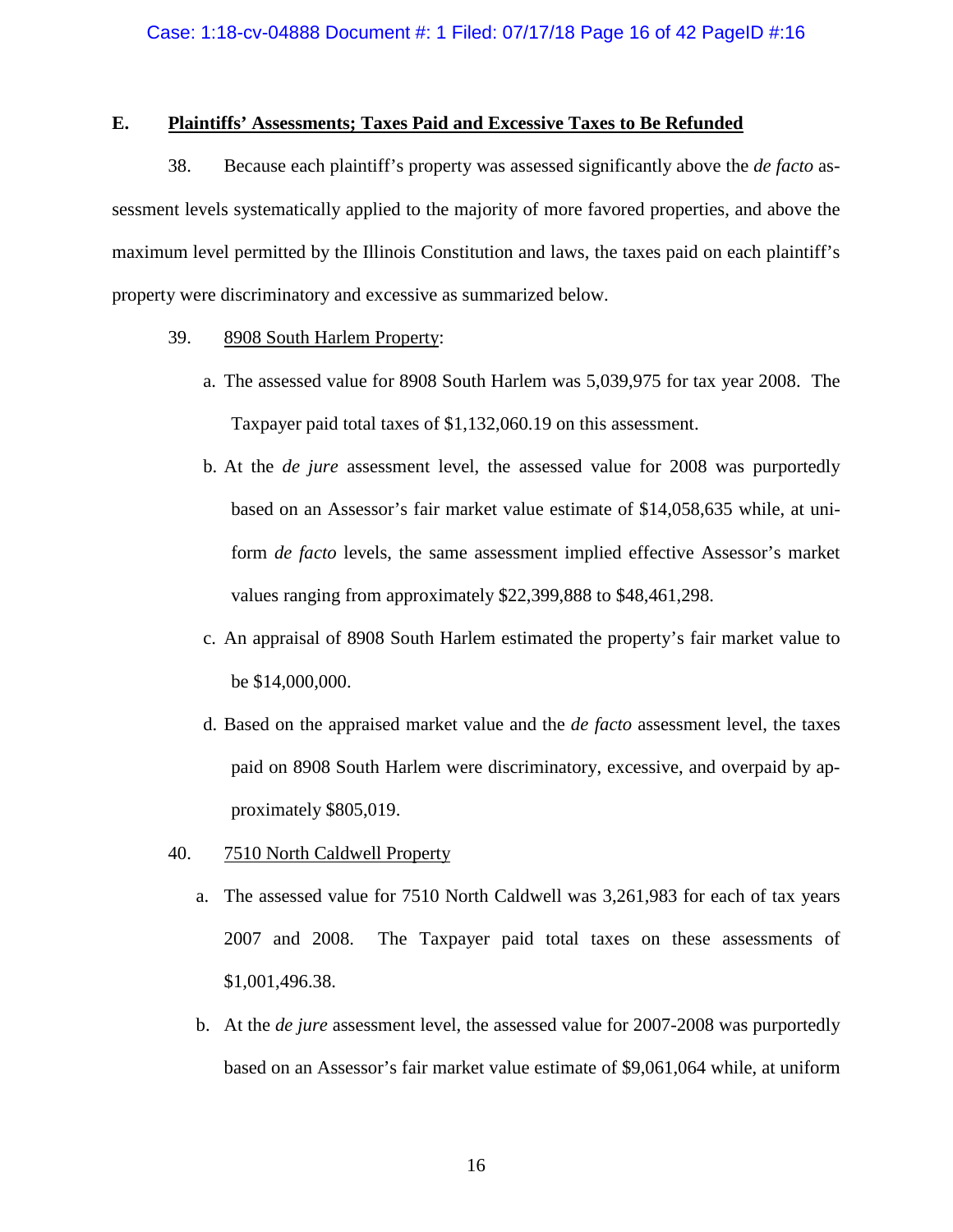### E. <u>Plaintiffs' Assessments; Taxes Paid and Excessive Taxes to Be Refunded</u>

38. Because each plaintiff's property was assessed significantly above the *de facto* assessment levels systematically applied to the majority of more favored properties, and above the maximum level permitted by the Illinois Constitution and laws, the taxes paid on each plaintiff's property were discriminatory and excessive as summarized below.

39. <u>8908 South Harlem Property</u>:

a. The assessed value for 8908 South Harlem was 5,039,975 for tax year 2008. The Taxpayer paid total taxes of $1,132,060.19 on this assessment.

b. At the *de jure* assessment level, the assessed value for 2008 was purportedly based on an Assessor's fair market value estimate of $14,058,635 while, at uniform *de facto* levels, the same assessment implied effective Assessor's market values ranging from approximately $22,399,888 to $48,461,298.

c. An appraisal of 8908 South Harlem estimated the property's fair market value to be $14,000,000.

d. Based on the appraised market value and the *de facto* assessment level, the taxes paid on 8908 South Harlem were discriminatory, excessive, and overpaid by approximately $805,019.

40. <u>7510 North Caldwell Property</u>

a. The assessed value for 7510 North Caldwell was 3,261,983 for each of tax years 2007 and 2008. The Taxpayer paid total taxes on these assessments of $1,001,496.38.

b. At the *de jure* assessment level, the assessed value for 2007-2008 was purportedly based on an Assessor's fair market value estimate of $9,061,064 while, at uniform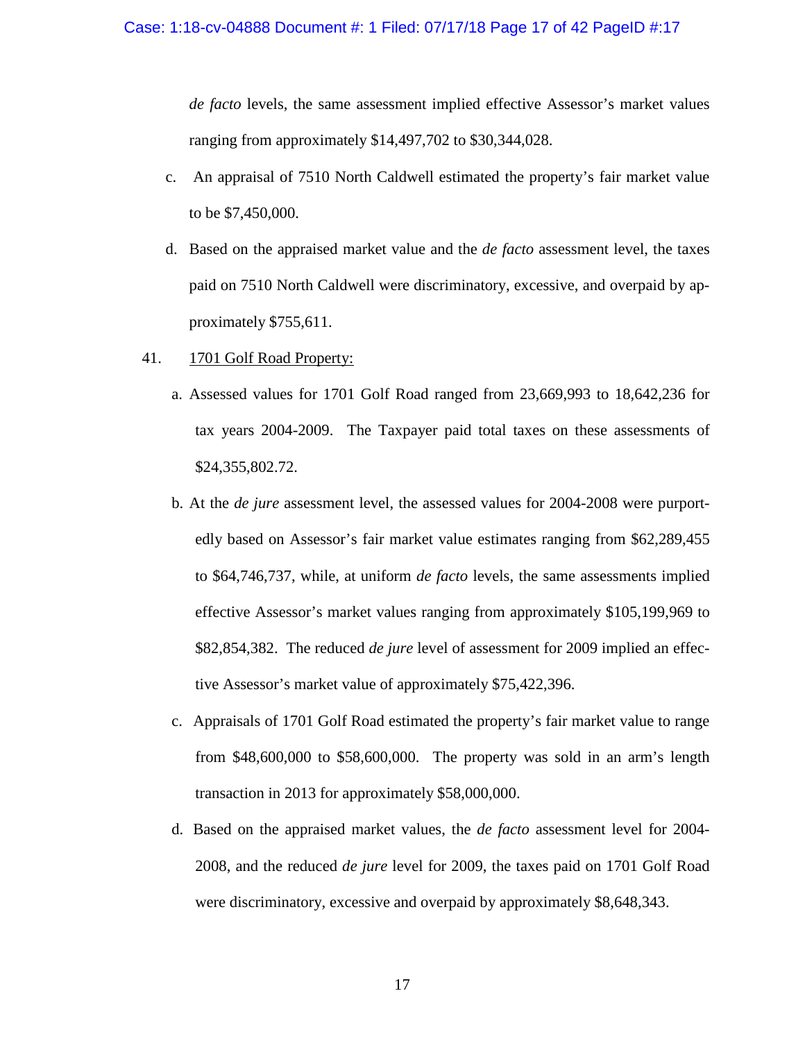*de facto* levels, the same assessment implied effective Assessor's market values ranging from approximately $14,497,702 to $30,344,028.

c. An appraisal of 7510 North Caldwell estimated the property's fair market value to be $7,450,000.

d. Based on the appraised market value and the *de facto* assessment level, the taxes paid on 7510 North Caldwell were discriminatory, excessive, and overpaid by approximately $755,611.

41. <u>1701 Golf Road Property:</u>

a. Assessed values for 1701 Golf Road ranged from 23,669,993 to 18,642,236 for tax years 2004-2009. The Taxpayer paid total taxes on these assessments of $24,355,802.72.

b. At the *de jure* assessment level, the assessed values for 2004-2008 were purportedly based on Assessor's fair market value estimates ranging from $62,289,455 to $64,746,737, while, at uniform *de facto* levels, the same assessments implied effective Assessor's market values ranging from approximately $105,199,969 to $82,854,382. The reduced *de jure* level of assessment for 2009 implied an effective Assessor's market value of approximately $75,422,396.

c. Appraisals of 1701 Golf Road estimated the property's fair market value to range from $48,600,000 to $58,600,000. The property was sold in an arm's length transaction in 2013 for approximately $58,000,000.

d. Based on the appraised market values, the *de facto* assessment level for 2004-2008, and the reduced *de jure* level for 2009, the taxes paid on 1701 Golf Road were discriminatory, excessive and overpaid by approximately $8,648,343.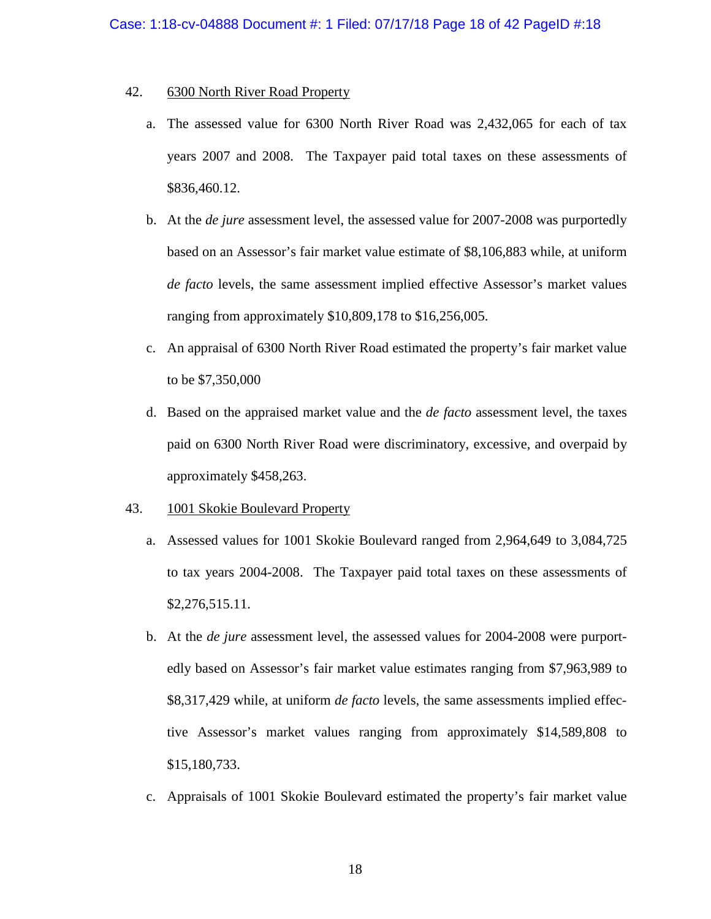42. <u>6300 North River Road Property</u>

   a. The assessed value for 6300 North River Road was 2,432,065 for each of tax years 2007 and 2008. The Taxpayer paid total taxes on these assessments of $836,460.12.

   b. At the *de jure* assessment level, the assessed value for 2007-2008 was purportedly based on an Assessor's fair market value estimate of $8,106,883 while, at uniform *de facto* levels, the same assessment implied effective Assessor's market values ranging from approximately $10,809,178 to $16,256,005.

   c. An appraisal of 6300 North River Road estimated the property's fair market value to be $7,350,000

   d. Based on the appraised market value and the *de facto* assessment level, the taxes paid on 6300 North River Road were discriminatory, excessive, and overpaid by approximately $458,263.

43. <u>1001 Skokie Boulevard Property</u>

   a. Assessed values for 1001 Skokie Boulevard ranged from 2,964,649 to 3,084,725 to tax years 2004-2008. The Taxpayer paid total taxes on these assessments of $2,276,515.11.

   b. At the *de jure* assessment level, the assessed values for 2004-2008 were purportedly based on Assessor's fair market value estimates ranging from $7,963,989 to $8,317,429 while, at uniform *de facto* levels, the same assessments implied effective Assessor's market values ranging from approximately $14,589,808 to $15,180,733.

   c. Appraisals of 1001 Skokie Boulevard estimated the property's fair market value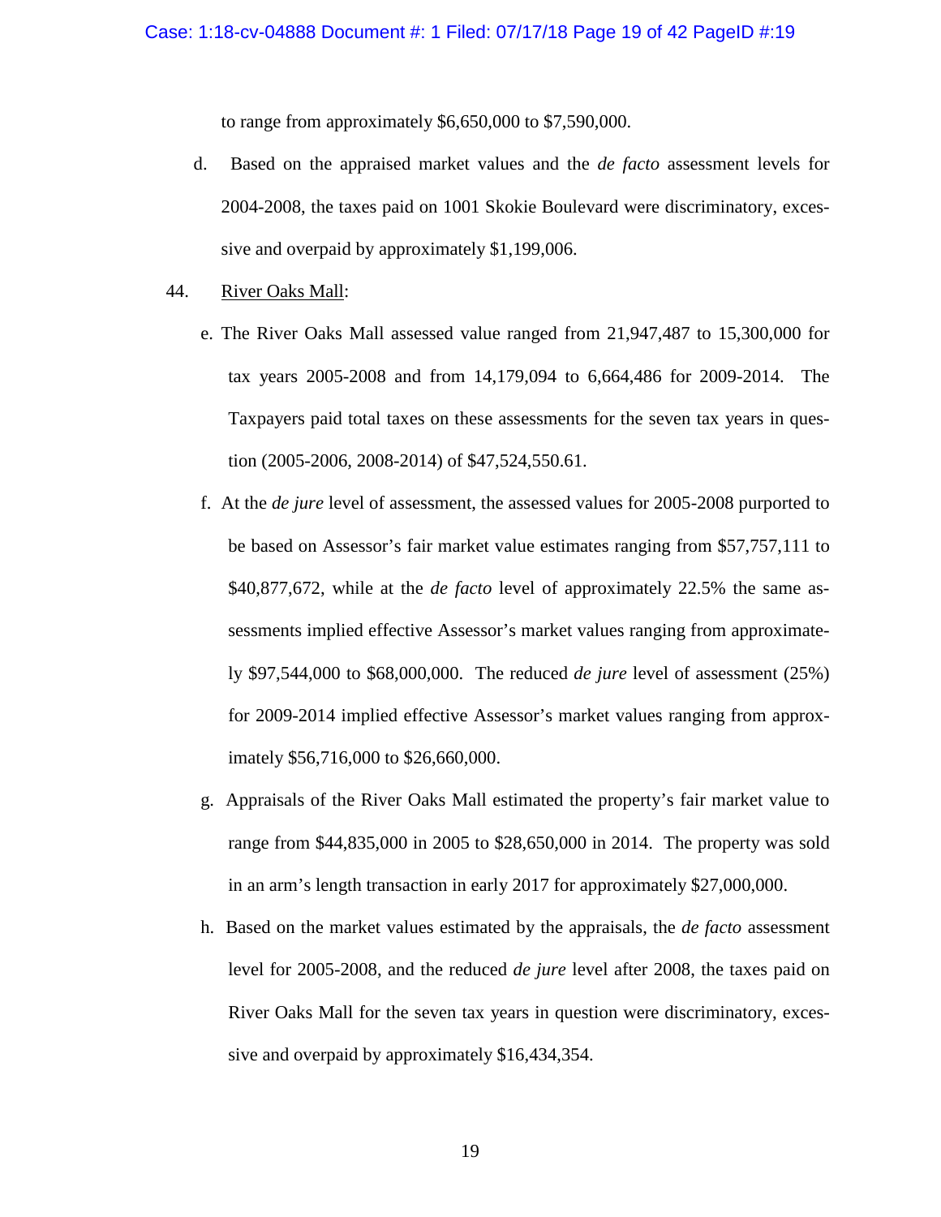to range from approximately $6,650,000 to $7,590,000.

d. Based on the appraised market values and the *de facto* assessment levels for 2004-2008, the taxes paid on 1001 Skokie Boulevard were discriminatory, excessive and overpaid by approximately $1,199,006.

44. River Oaks Mall:

e. The River Oaks Mall assessed value ranged from 21,947,487 to 15,300,000 for tax years 2005-2008 and from 14,179,094 to 6,664,486 for 2009-2014. The Taxpayers paid total taxes on these assessments for the seven tax years in question (2005-2006, 2008-2014) of $47,524,550.61.

f. At the *de jure* level of assessment, the assessed values for 2005-2008 purported to be based on Assessor's fair market value estimates ranging from $57,757,111 to $40,877,672, while at the *de facto* level of approximately 22.5% the same assessments implied effective Assessor's market values ranging from approximately $97,544,000 to $68,000,000. The reduced *de jure* level of assessment (25%) for 2009-2014 implied effective Assessor's market values ranging from approximately $56,716,000 to $26,660,000.

g. Appraisals of the River Oaks Mall estimated the property's fair market value to range from $44,835,000 in 2005 to $28,650,000 in 2014. The property was sold in an arm's length transaction in early 2017 for approximately $27,000,000.

h. Based on the market values estimated by the appraisals, the *de facto* assessment level for 2005-2008, and the reduced *de jure* level after 2008, the taxes paid on River Oaks Mall for the seven tax years in question were discriminatory, excessive and overpaid by approximately $16,434,354.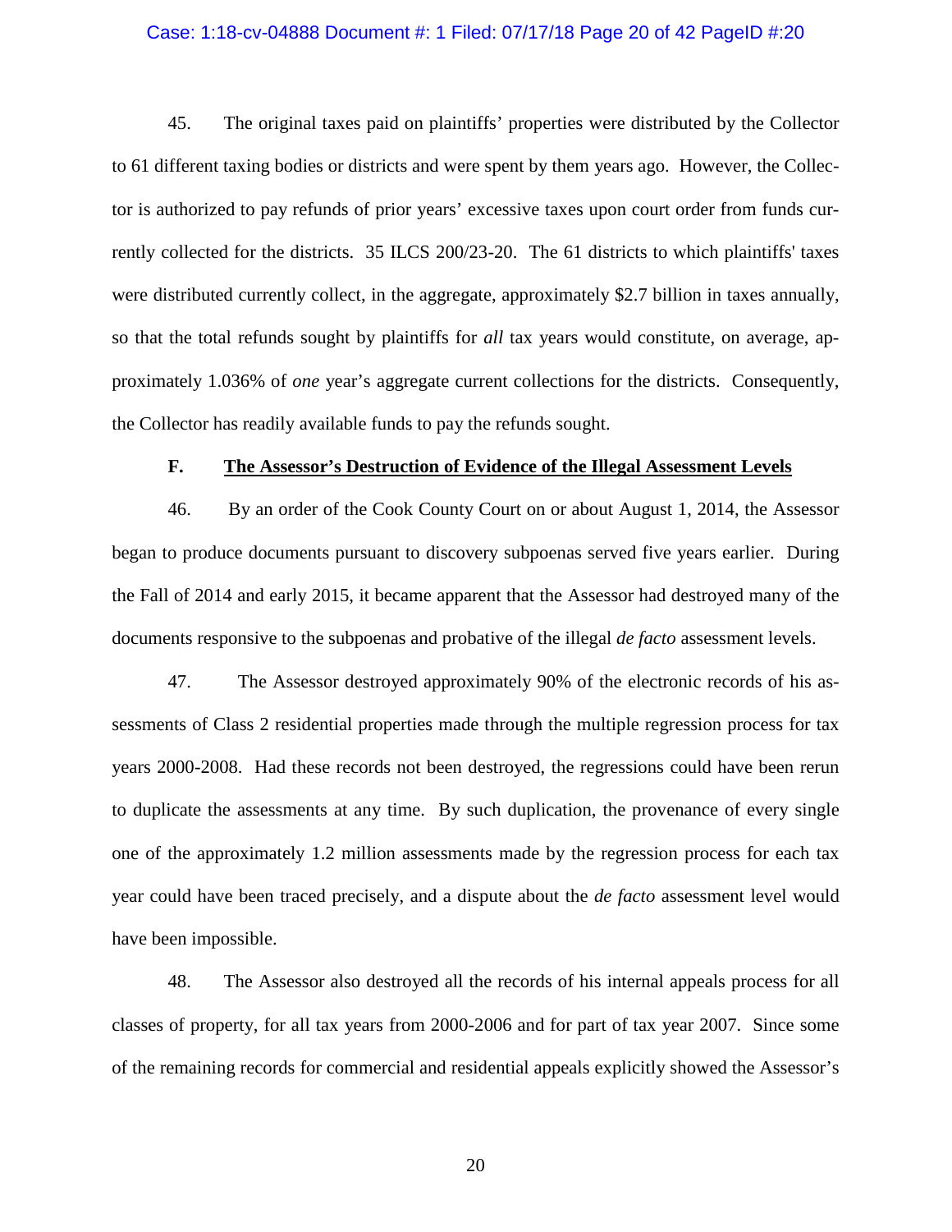45. The original taxes paid on plaintiffs' properties were distributed by the Collector to 61 different taxing bodies or districts and were spent by them years ago. However, the Collector is authorized to pay refunds of prior years' excessive taxes upon court order from funds currently collected for the districts. 35 ILCS 200/23-20. The 61 districts to which plaintiffs' taxes were distributed currently collect, in the aggregate, approximately $2.7 billion in taxes annually, so that the total refunds sought by plaintiffs for *all* tax years would constitute, on average, approximately 1.036% of *one* year's aggregate current collections for the districts. Consequently, the Collector has readily available funds to pay the refunds sought.

### F. <u>The Assessor's Destruction of Evidence of the Illegal Assessment Levels</u>

46. By an order of the Cook County Court on or about August 1, 2014, the Assessor began to produce documents pursuant to discovery subpoenas served five years earlier. During the Fall of 2014 and early 2015, it became apparent that the Assessor had destroyed many of the documents responsive to the subpoenas and probative of the illegal *de facto* assessment levels.

47. The Assessor destroyed approximately 90% of the electronic records of his assessments of Class 2 residential properties made through the multiple regression process for tax years 2000-2008. Had these records not been destroyed, the regressions could have been rerun to duplicate the assessments at any time. By such duplication, the provenance of every single one of the approximately 1.2 million assessments made by the regression process for each tax year could have been traced precisely, and a dispute about the *de facto* assessment level would have been impossible.

48. The Assessor also destroyed all the records of his internal appeals process for all classes of property, for all tax years from 2000-2006 and for part of tax year 2007. Since some of the remaining records for commercial and residential appeals explicitly showed the Assessor's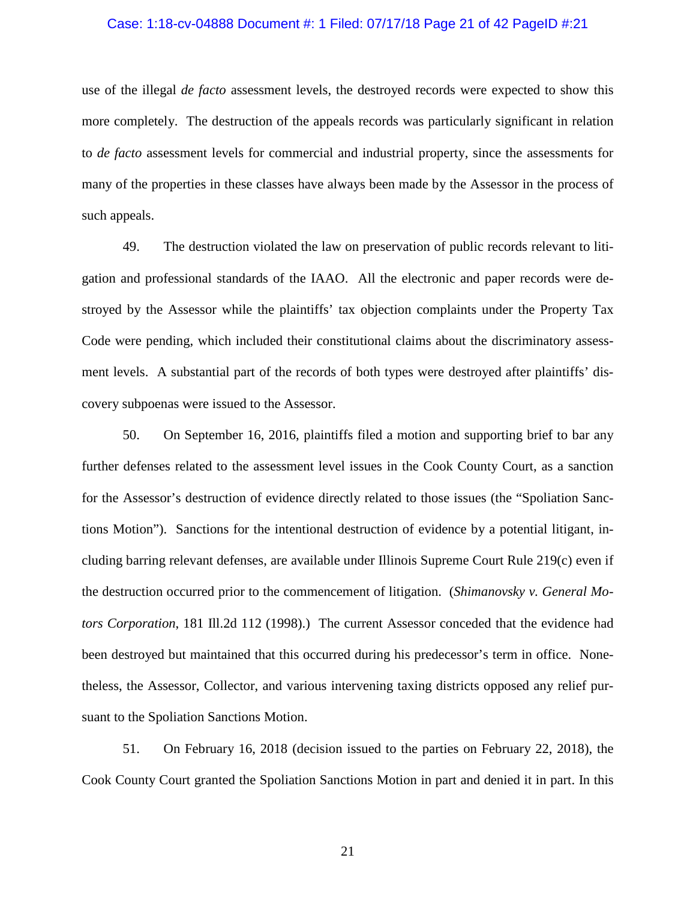use of the illegal *de facto* assessment levels, the destroyed records were expected to show this more completely. The destruction of the appeals records was particularly significant in relation to *de facto* assessment levels for commercial and industrial property, since the assessments for many of the properties in these classes have always been made by the Assessor in the process of such appeals.

49. The destruction violated the law on preservation of public records relevant to litigation and professional standards of the IAAO. All the electronic and paper records were destroyed by the Assessor while the plaintiffs' tax objection complaints under the Property Tax Code were pending, which included their constitutional claims about the discriminatory assessment levels. A substantial part of the records of both types were destroyed after plaintiffs' discovery subpoenas were issued to the Assessor.

50. On September 16, 2016, plaintiffs filed a motion and supporting brief to bar any further defenses related to the assessment level issues in the Cook County Court, as a sanction for the Assessor's destruction of evidence directly related to those issues (the "Spoliation Sanctions Motion"). Sanctions for the intentional destruction of evidence by a potential litigant, including barring relevant defenses, are available under Illinois Supreme Court Rule 219(c) even if the destruction occurred prior to the commencement of litigation. (*Shimanovsky v. General Motors Corporation*, 181 Ill.2d 112 (1998).) The current Assessor conceded that the evidence had been destroyed but maintained that this occurred during his predecessor's term in office. Nonetheless, the Assessor, Collector, and various intervening taxing districts opposed any relief pursuant to the Spoliation Sanctions Motion.

51. On February 16, 2018 (decision issued to the parties on February 22, 2018), the Cook County Court granted the Spoliation Sanctions Motion in part and denied it in part. In this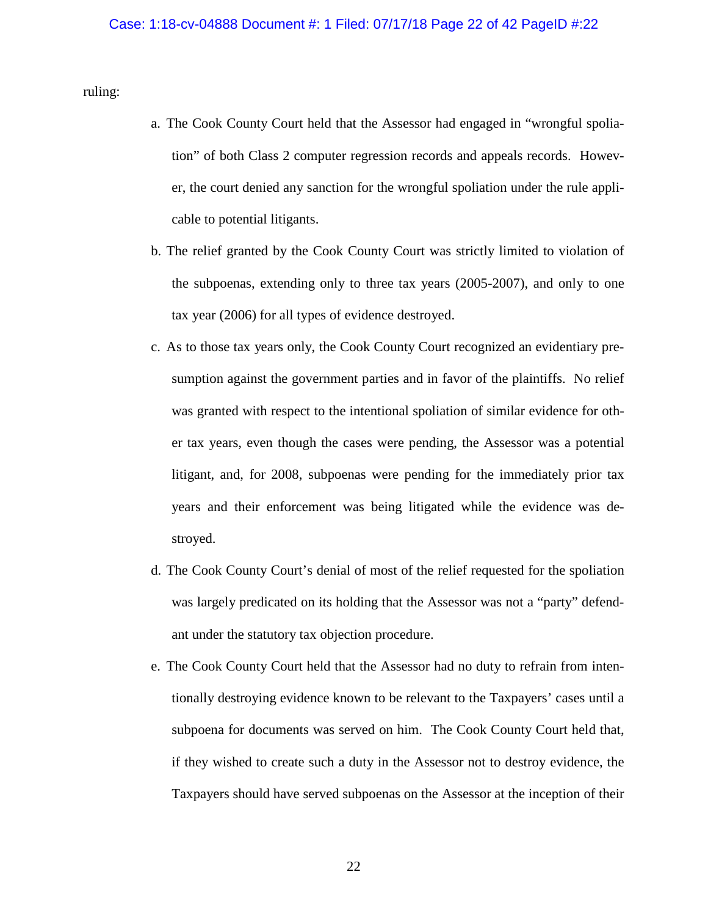ruling:

a. The Cook County Court held that the Assessor had engaged in "wrongful spoliation" of both Class 2 computer regression records and appeals records. However, the court denied any sanction for the wrongful spoliation under the rule applicable to potential litigants.

b. The relief granted by the Cook County Court was strictly limited to violation of the subpoenas, extending only to three tax years (2005-2007), and only to one tax year (2006) for all types of evidence destroyed.

c. As to those tax years only, the Cook County Court recognized an evidentiary presumption against the government parties and in favor of the plaintiffs. No relief was granted with respect to the intentional spoliation of similar evidence for other tax years, even though the cases were pending, the Assessor was a potential litigant, and, for 2008, subpoenas were pending for the immediately prior tax years and their enforcement was being litigated while the evidence was destroyed.

d. The Cook County Court's denial of most of the relief requested for the spoliation was largely predicated on its holding that the Assessor was not a "party" defendant under the statutory tax objection procedure.

e. The Cook County Court held that the Assessor had no duty to refrain from intentionally destroying evidence known to be relevant to the Taxpayers' cases until a subpoena for documents was served on him. The Cook County Court held that, if they wished to create such a duty in the Assessor not to destroy evidence, the Taxpayers should have served subpoenas on the Assessor at the inception of their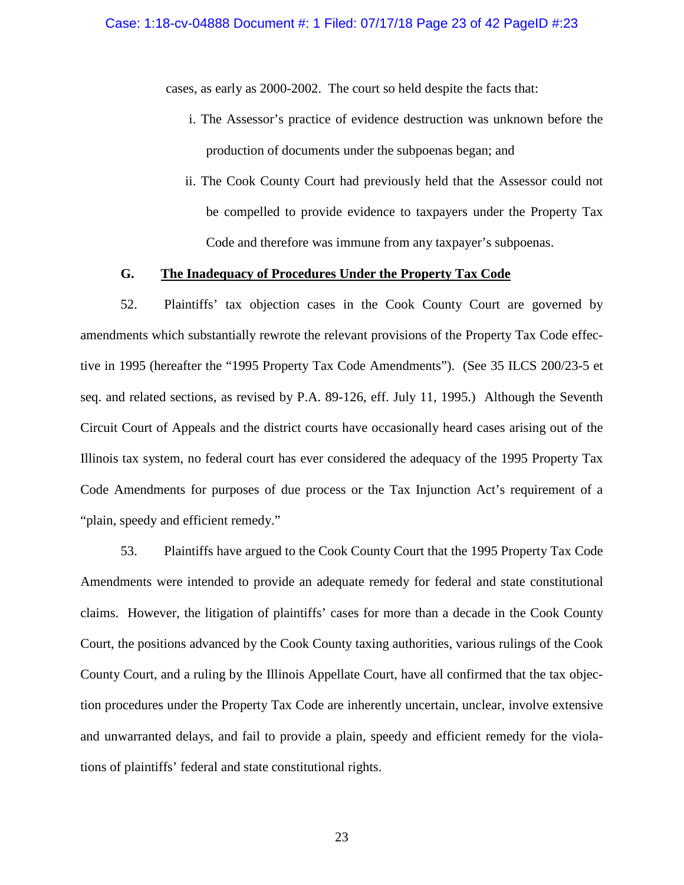cases, as early as 2000-2002. The court so held despite the facts that:

i. The Assessor's practice of evidence destruction was unknown before the production of documents under the subpoenas began; and

ii. The Cook County Court had previously held that the Assessor could not be compelled to provide evidence to taxpayers under the Property Tax Code and therefore was immune from any taxpayer's subpoenas.

## G. The Inadequacy of Procedures Under the Property Tax Code

52. Plaintiffs' tax objection cases in the Cook County Court are governed by amendments which substantially rewrote the relevant provisions of the Property Tax Code effective in 1995 (hereafter the "1995 Property Tax Code Amendments"). (See 35 ILCS 200/23-5 et seq. and related sections, as revised by P.A. 89-126, eff. July 11, 1995.) Although the Seventh Circuit Court of Appeals and the district courts have occasionally heard cases arising out of the Illinois tax system, no federal court has ever considered the adequacy of the 1995 Property Tax Code Amendments for purposes of due process or the Tax Injunction Act's requirement of a "plain, speedy and efficient remedy."

53. Plaintiffs have argued to the Cook County Court that the 1995 Property Tax Code Amendments were intended to provide an adequate remedy for federal and state constitutional claims. However, the litigation of plaintiffs' cases for more than a decade in the Cook County Court, the positions advanced by the Cook County taxing authorities, various rulings of the Cook County Court, and a ruling by the Illinois Appellate Court, have all confirmed that the tax objection procedures under the Property Tax Code are inherently uncertain, unclear, involve extensive and unwarranted delays, and fail to provide a plain, speedy and efficient remedy for the violations of plaintiffs' federal and state constitutional rights.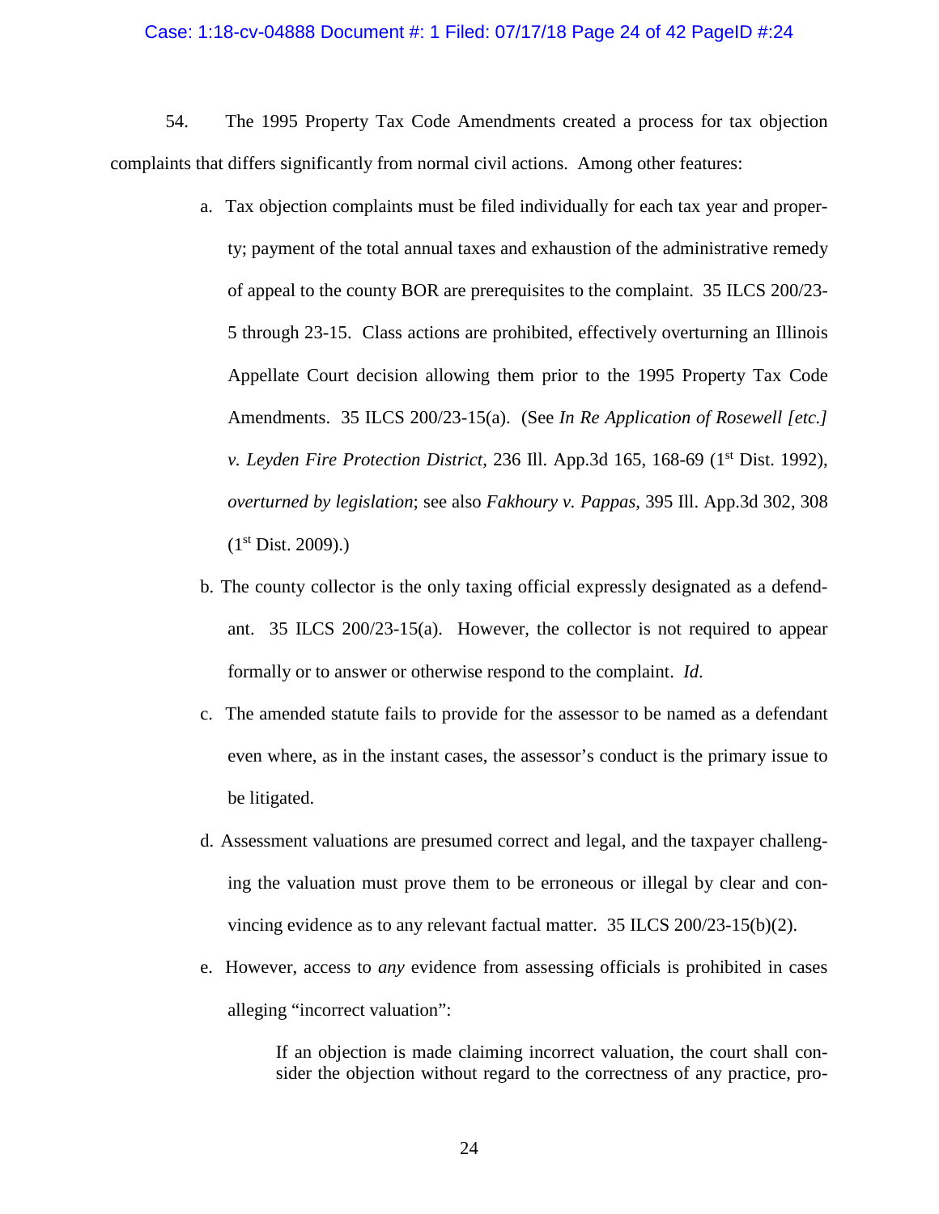54. The 1995 Property Tax Code Amendments created a process for tax objection complaints that differs significantly from normal civil actions. Among other features:

a. Tax objection complaints must be filed individually for each tax year and property; payment of the total annual taxes and exhaustion of the administrative remedy of appeal to the county BOR are prerequisites to the complaint. 35 ILCS 200/23-5 through 23-15. Class actions are prohibited, effectively overturning an Illinois Appellate Court decision allowing them prior to the 1995 Property Tax Code Amendments. 35 ILCS 200/23-15(a). (See *In Re Application of Rosewell [etc.] v. Leyden Fire Protection District*, 236 Ill. App.3d 165, 168-69 (1st Dist. 1992), *overturned by legislation*; see also *Fakhoury v. Pappas*, 395 Ill. App.3d 302, 308 (1st Dist. 2009).)

b. The county collector is the only taxing official expressly designated as a defendant. 35 ILCS 200/23-15(a). However, the collector is not required to appear formally or to answer or otherwise respond to the complaint. *Id.*

c. The amended statute fails to provide for the assessor to be named as a defendant even where, as in the instant cases, the assessor's conduct is the primary issue to be litigated.

d. Assessment valuations are presumed correct and legal, and the taxpayer challenging the valuation must prove them to be erroneous or illegal by clear and convincing evidence as to any relevant factual matter. 35 ILCS 200/23-15(b)(2).

e. However, access to *any* evidence from assessing officials is prohibited in cases alleging "incorrect valuation":

> If an objection is made claiming incorrect valuation, the court shall consider the objection without regard to the correctness of any practice, pro-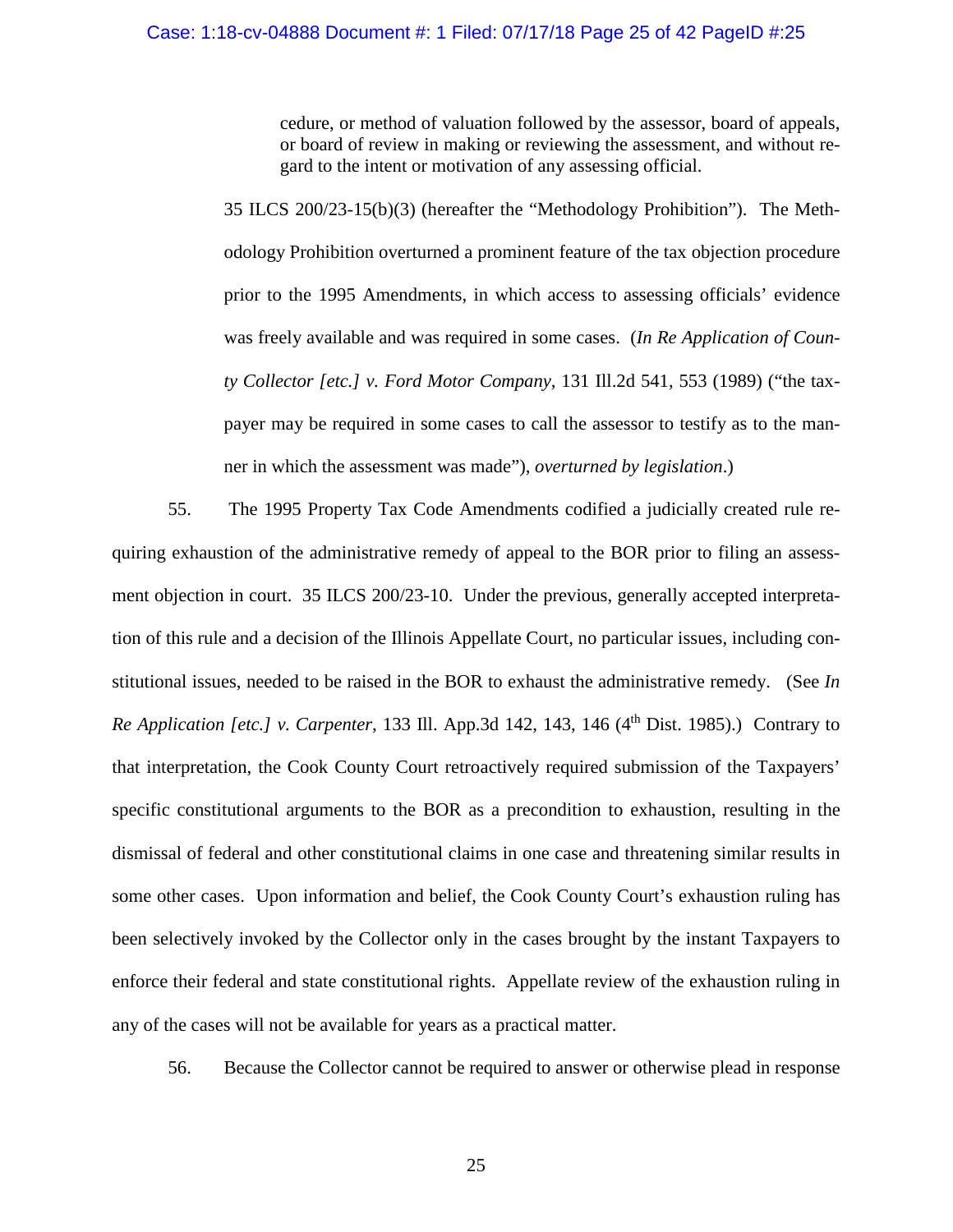> cedure, or method of valuation followed by the assessor, board of appeals, or board of review in making or reviewing the assessment, and without regard to the intent or motivation of any assessing official.

35 ILCS 200/23-15(b)(3) (hereafter the "Methodology Prohibition"). The Methodology Prohibition overturned a prominent feature of the tax objection procedure prior to the 1995 Amendments, in which access to assessing officials' evidence was freely available and was required in some cases. (*In Re Application of County Collector [etc.] v. Ford Motor Company*, 131 Ill.2d 541, 553 (1989) ("the taxpayer may be required in some cases to call the assessor to testify as to the manner in which the assessment was made"), *overturned by legislation*.)

55. The 1995 Property Tax Code Amendments codified a judicially created rule requiring exhaustion of the administrative remedy of appeal to the BOR prior to filing an assessment objection in court. 35 ILCS 200/23-10. Under the previous, generally accepted interpretation of this rule and a decision of the Illinois Appellate Court, no particular issues, including constitutional issues, needed to be raised in the BOR to exhaust the administrative remedy. (See *In Re Application [etc.] v. Carpenter*, 133 Ill. App.3d 142, 143, 146 (4th Dist. 1985).) Contrary to that interpretation, the Cook County Court retroactively required submission of the Taxpayers' specific constitutional arguments to the BOR as a precondition to exhaustion, resulting in the dismissal of federal and other constitutional claims in one case and threatening similar results in some other cases. Upon information and belief, the Cook County Court's exhaustion ruling has been selectively invoked by the Collector only in the cases brought by the instant Taxpayers to enforce their federal and state constitutional rights. Appellate review of the exhaustion ruling in any of the cases will not be available for years as a practical matter.

56. Because the Collector cannot be required to answer or otherwise plead in response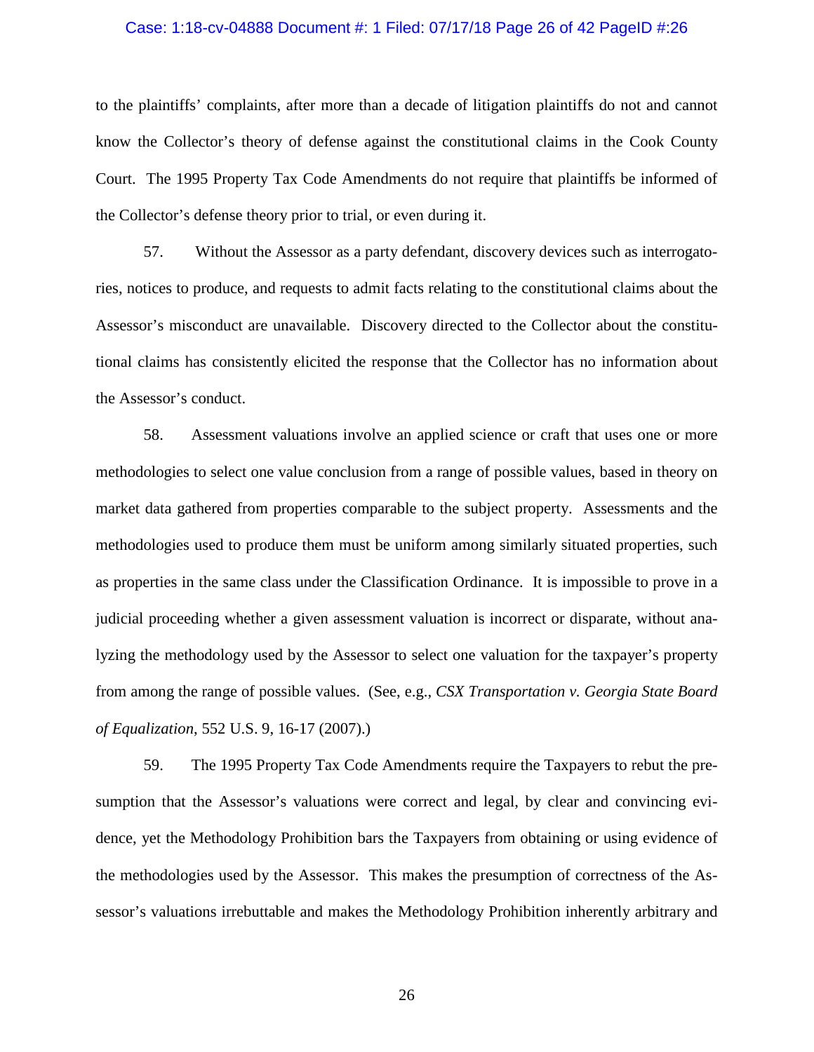to the plaintiffs' complaints, after more than a decade of litigation plaintiffs do not and cannot know the Collector's theory of defense against the constitutional claims in the Cook County Court. The 1995 Property Tax Code Amendments do not require that plaintiffs be informed of the Collector's defense theory prior to trial, or even during it.

57. Without the Assessor as a party defendant, discovery devices such as interrogatories, notices to produce, and requests to admit facts relating to the constitutional claims about the Assessor's misconduct are unavailable. Discovery directed to the Collector about the constitutional claims has consistently elicited the response that the Collector has no information about the Assessor's conduct.

58. Assessment valuations involve an applied science or craft that uses one or more methodologies to select one value conclusion from a range of possible values, based in theory on market data gathered from properties comparable to the subject property. Assessments and the methodologies used to produce them must be uniform among similarly situated properties, such as properties in the same class under the Classification Ordinance. It is impossible to prove in a judicial proceeding whether a given assessment valuation is incorrect or disparate, without analyzing the methodology used by the Assessor to select one valuation for the taxpayer's property from among the range of possible values. (See, e.g., *CSX Transportation v. Georgia State Board of Equalization*, 552 U.S. 9, 16-17 (2007).)

59. The 1995 Property Tax Code Amendments require the Taxpayers to rebut the presumption that the Assessor's valuations were correct and legal, by clear and convincing evidence, yet the Methodology Prohibition bars the Taxpayers from obtaining or using evidence of the methodologies used by the Assessor. This makes the presumption of correctness of the Assessor's valuations irrebuttable and makes the Methodology Prohibition inherently arbitrary and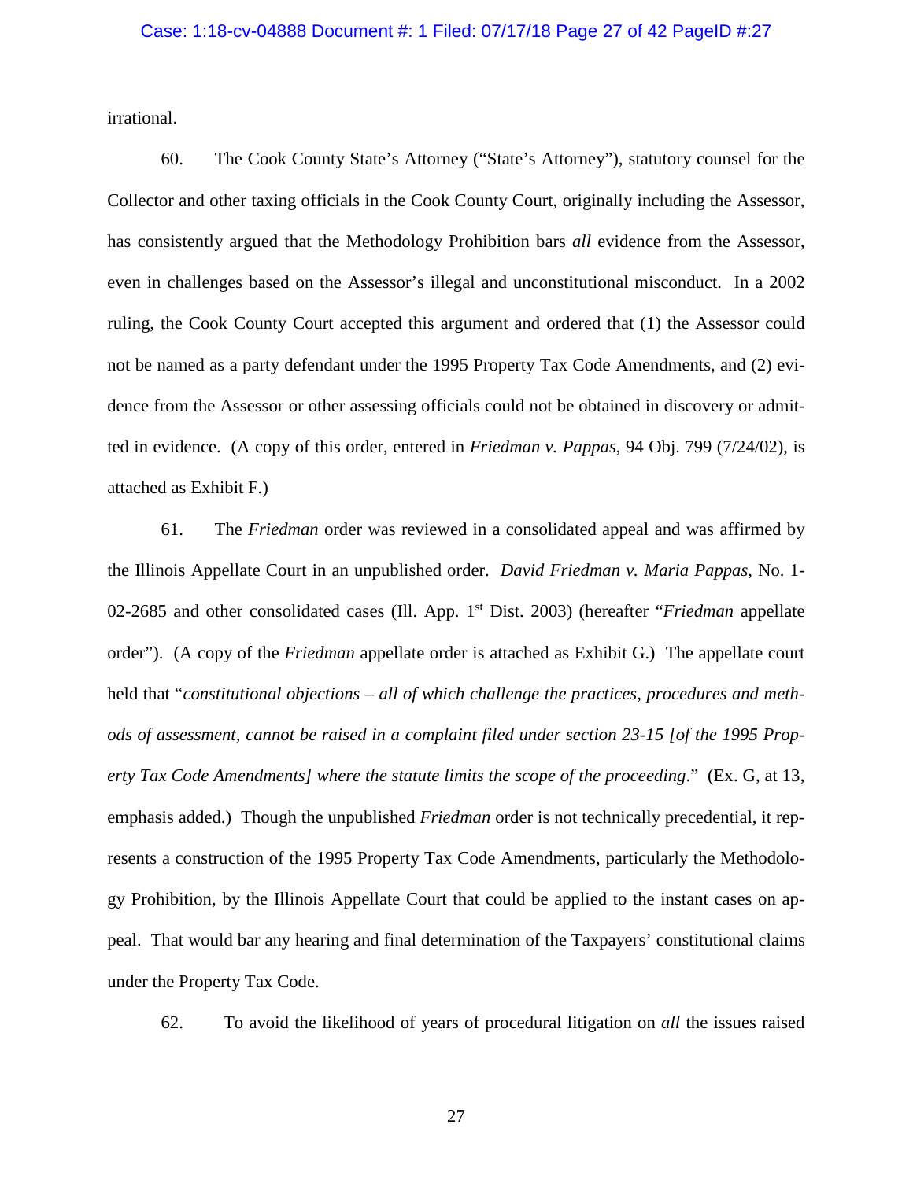irrational.

60. The Cook County State's Attorney ("State's Attorney"), statutory counsel for the Collector and other taxing officials in the Cook County Court, originally including the Assessor, has consistently argued that the Methodology Prohibition bars *all* evidence from the Assessor, even in challenges based on the Assessor's illegal and unconstitutional misconduct. In a 2002 ruling, the Cook County Court accepted this argument and ordered that (1) the Assessor could not be named as a party defendant under the 1995 Property Tax Code Amendments, and (2) evidence from the Assessor or other assessing officials could not be obtained in discovery or admitted in evidence. (A copy of this order, entered in *Friedman v. Pappas*, 94 Obj. 799 (7/24/02), is attached as Exhibit F.)

61. The *Friedman* order was reviewed in a consolidated appeal and was affirmed by the Illinois Appellate Court in an unpublished order. *David Friedman v. Maria Pappas*, No. 1-02-2685 and other consolidated cases (Ill. App. 1st Dist. 2003) (hereafter "*Friedman* appellate order"). (A copy of the *Friedman* appellate order is attached as Exhibit G.) The appellate court held that "*constitutional objections – all of which challenge the practices, procedures and methods of assessment, cannot be raised in a complaint filed under section 23-15 [of the 1995 Property Tax Code Amendments] where the statute limits the scope of the proceeding*." (Ex. G, at 13, emphasis added.) Though the unpublished *Friedman* order is not technically precedential, it represents a construction of the 1995 Property Tax Code Amendments, particularly the Methodology Prohibition, by the Illinois Appellate Court that could be applied to the instant cases on appeal. That would bar any hearing and final determination of the Taxpayers' constitutional claims under the Property Tax Code.

62. To avoid the likelihood of years of procedural litigation on *all* the issues raised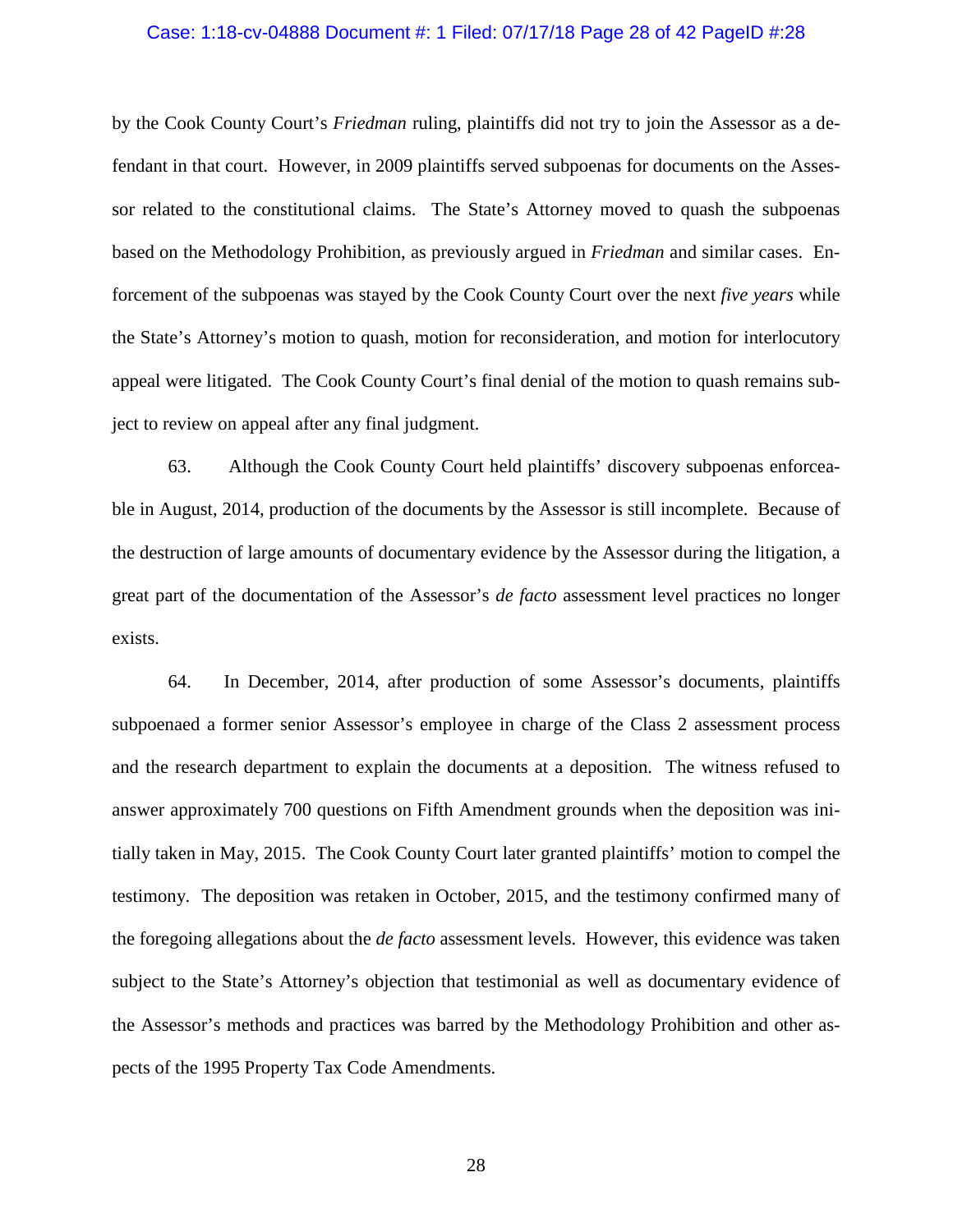by the Cook County Court's *Friedman* ruling, plaintiffs did not try to join the Assessor as a defendant in that court. However, in 2009 plaintiffs served subpoenas for documents on the Assessor related to the constitutional claims. The State's Attorney moved to quash the subpoenas based on the Methodology Prohibition, as previously argued in *Friedman* and similar cases. Enforcement of the subpoenas was stayed by the Cook County Court over the next *five years* while the State's Attorney's motion to quash, motion for reconsideration, and motion for interlocutory appeal were litigated. The Cook County Court's final denial of the motion to quash remains subject to review on appeal after any final judgment.

63. Although the Cook County Court held plaintiffs' discovery subpoenas enforceable in August, 2014, production of the documents by the Assessor is still incomplete. Because of the destruction of large amounts of documentary evidence by the Assessor during the litigation, a great part of the documentation of the Assessor's *de facto* assessment level practices no longer exists.

64. In December, 2014, after production of some Assessor's documents, plaintiffs subpoenaed a former senior Assessor's employee in charge of the Class 2 assessment process and the research department to explain the documents at a deposition. The witness refused to answer approximately 700 questions on Fifth Amendment grounds when the deposition was initially taken in May, 2015. The Cook County Court later granted plaintiffs' motion to compel the testimony. The deposition was retaken in October, 2015, and the testimony confirmed many of the foregoing allegations about the *de facto* assessment levels. However, this evidence was taken subject to the State's Attorney's objection that testimonial as well as documentary evidence of the Assessor's methods and practices was barred by the Methodology Prohibition and other aspects of the 1995 Property Tax Code Amendments.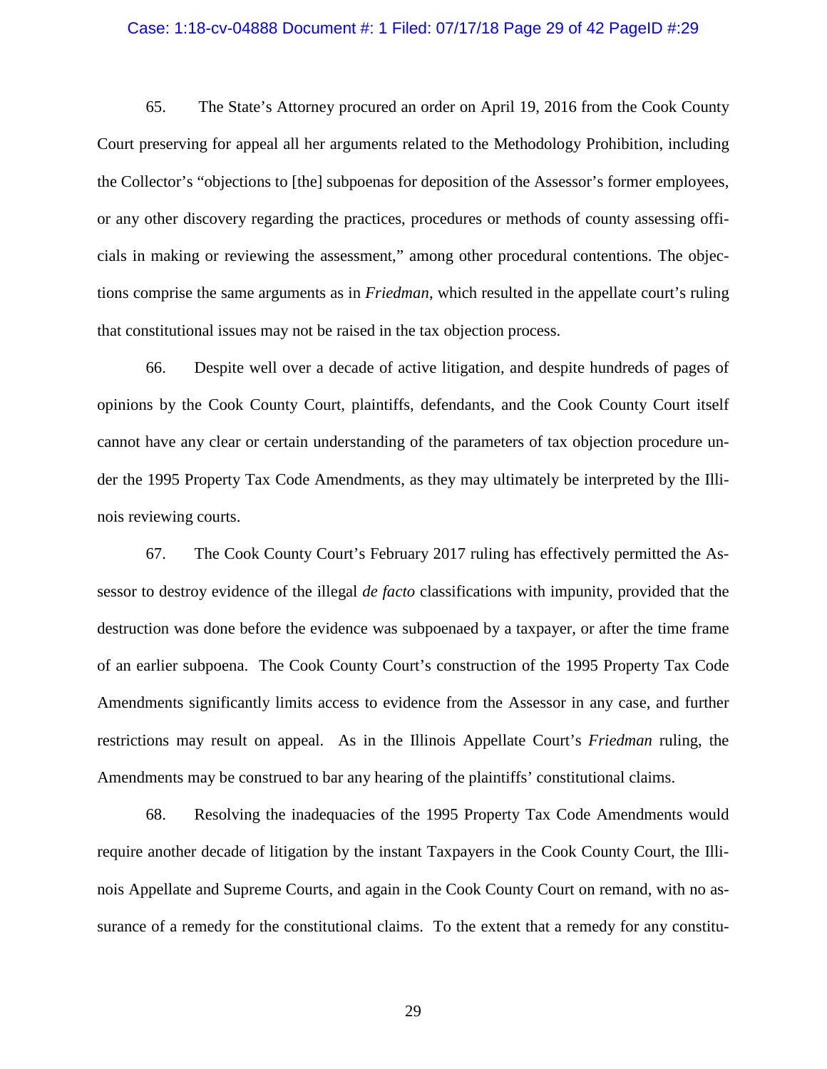65. The State's Attorney procured an order on April 19, 2016 from the Cook County Court preserving for appeal all her arguments related to the Methodology Prohibition, including the Collector's "objections to [the] subpoenas for deposition of the Assessor's former employees, or any other discovery regarding the practices, procedures or methods of county assessing officials in making or reviewing the assessment," among other procedural contentions. The objections comprise the same arguments as in *Friedman*, which resulted in the appellate court's ruling that constitutional issues may not be raised in the tax objection process.

66. Despite well over a decade of active litigation, and despite hundreds of pages of opinions by the Cook County Court, plaintiffs, defendants, and the Cook County Court itself cannot have any clear or certain understanding of the parameters of tax objection procedure under the 1995 Property Tax Code Amendments, as they may ultimately be interpreted by the Illinois reviewing courts.

67. The Cook County Court's February 2017 ruling has effectively permitted the Assessor to destroy evidence of the illegal *de facto* classifications with impunity, provided that the destruction was done before the evidence was subpoenaed by a taxpayer, or after the time frame of an earlier subpoena. The Cook County Court's construction of the 1995 Property Tax Code Amendments significantly limits access to evidence from the Assessor in any case, and further restrictions may result on appeal. As in the Illinois Appellate Court's *Friedman* ruling, the Amendments may be construed to bar any hearing of the plaintiffs' constitutional claims.

68. Resolving the inadequacies of the 1995 Property Tax Code Amendments would require another decade of litigation by the instant Taxpayers in the Cook County Court, the Illinois Appellate and Supreme Courts, and again in the Cook County Court on remand, with no assurance of a remedy for the constitutional claims. To the extent that a remedy for any constitu-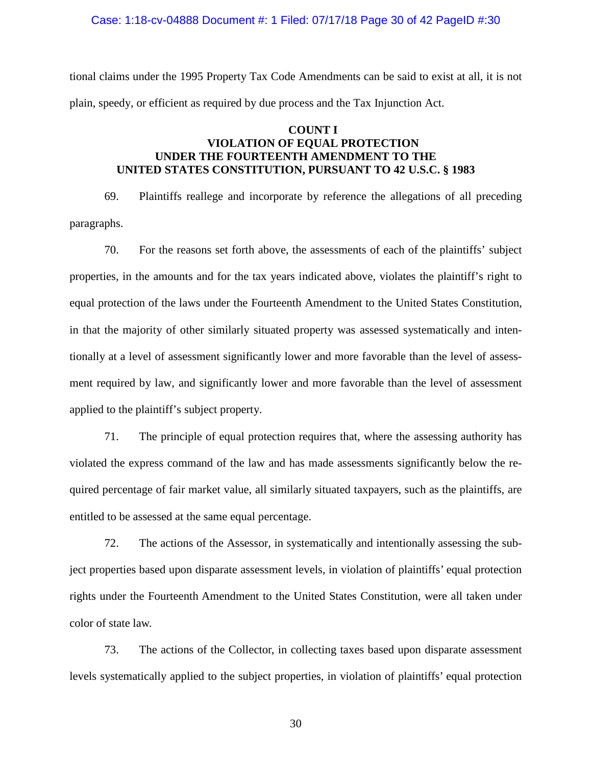tional claims under the 1995 Property Tax Code Amendments can be said to exist at all, it is not plain, speedy, or efficient as required by due process and the Tax Injunction Act.

**COUNT I**
**VIOLATION OF EQUAL PROTECTION UNDER THE FOURTEENTH AMENDMENT TO THE UNITED STATES CONSTITUTION, PURSUANT TO 42 U.S.C. § 1983**

69. Plaintiffs reallege and incorporate by reference the allegations of all preceding paragraphs.

70. For the reasons set forth above, the assessments of each of the plaintiffs' subject properties, in the amounts and for the tax years indicated above, violates the plaintiff's right to equal protection of the laws under the Fourteenth Amendment to the United States Constitution, in that the majority of other similarly situated property was assessed systematically and intentionally at a level of assessment significantly lower and more favorable than the level of assessment required by law, and significantly lower and more favorable than the level of assessment applied to the plaintiff's subject property.

71. The principle of equal protection requires that, where the assessing authority has violated the express command of the law and has made assessments significantly below the required percentage of fair market value, all similarly situated taxpayers, such as the plaintiffs, are entitled to be assessed at the same equal percentage.

72. The actions of the Assessor, in systematically and intentionally assessing the subject properties based upon disparate assessment levels, in violation of plaintiffs' equal protection rights under the Fourteenth Amendment to the United States Constitution, were all taken under color of state law.

73. The actions of the Collector, in collecting taxes based upon disparate assessment levels systematically applied to the subject properties, in violation of plaintiffs' equal protection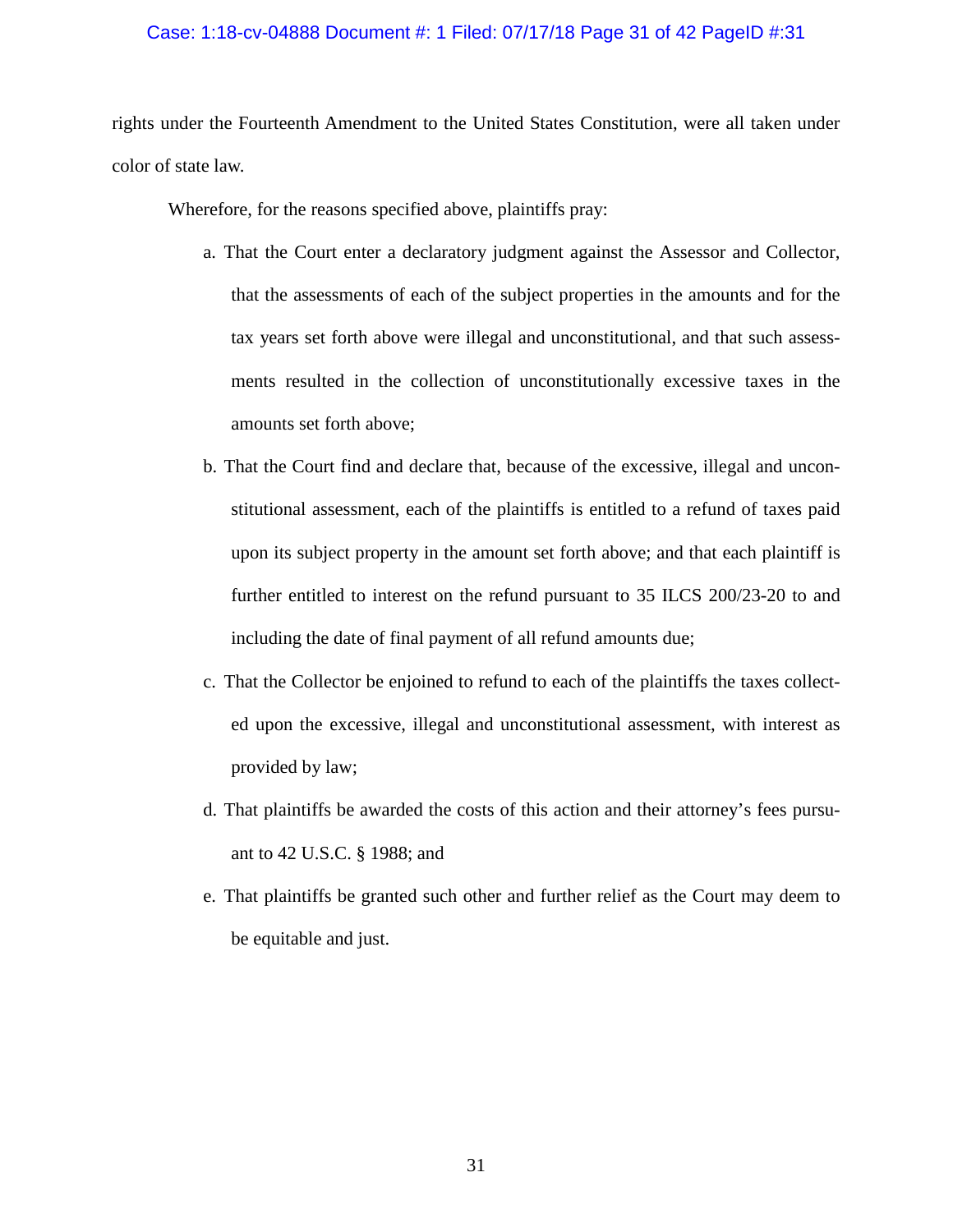rights under the Fourteenth Amendment to the United States Constitution, were all taken under color of state law.

Wherefore, for the reasons specified above, plaintiffs pray:

a. That the Court enter a declaratory judgment against the Assessor and Collector, that the assessments of each of the subject properties in the amounts and for the tax years set forth above were illegal and unconstitutional, and that such assessments resulted in the collection of unconstitutionally excessive taxes in the amounts set forth above;

b. That the Court find and declare that, because of the excessive, illegal and unconstitutional assessment, each of the plaintiffs is entitled to a refund of taxes paid upon its subject property in the amount set forth above; and that each plaintiff is further entitled to interest on the refund pursuant to 35 ILCS 200/23-20 to and including the date of final payment of all refund amounts due;

c. That the Collector be enjoined to refund to each of the plaintiffs the taxes collected upon the excessive, illegal and unconstitutional assessment, with interest as provided by law;

d. That plaintiffs be awarded the costs of this action and their attorney's fees pursuant to 42 U.S.C. § 1988; and

e. That plaintiffs be granted such other and further relief as the Court may deem to be equitable and just.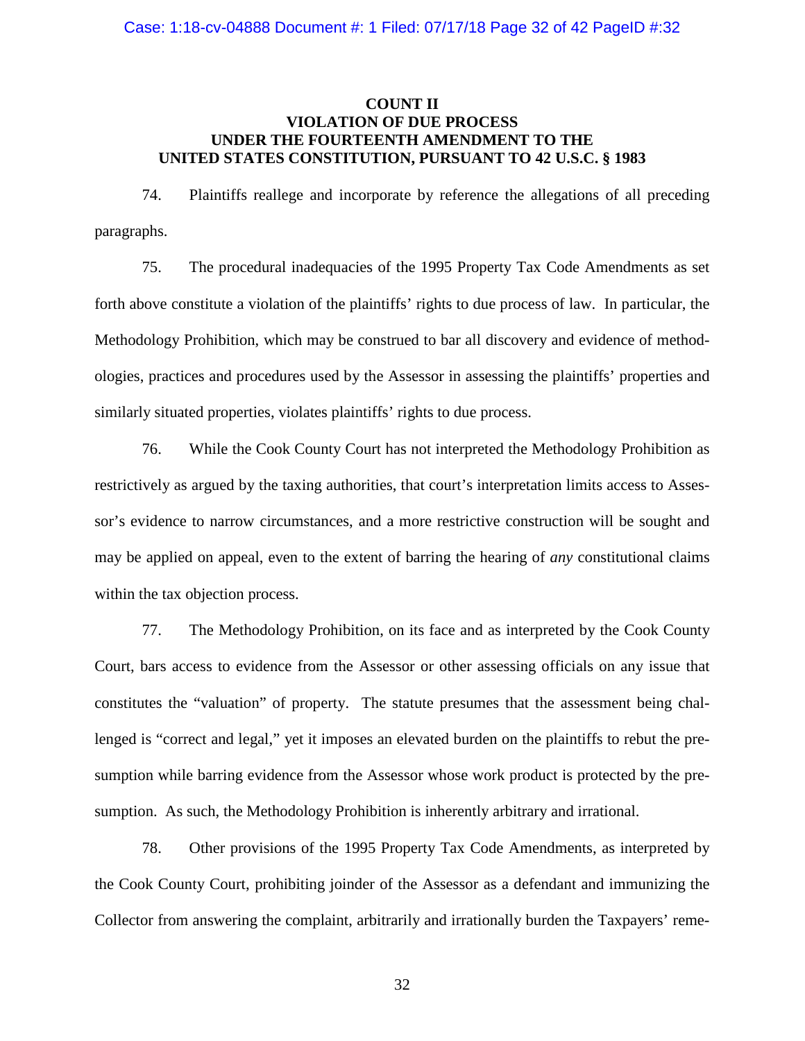## COUNT II
## VIOLATION OF DUE PROCESS UNDER THE FOURTEENTH AMENDMENT TO THE UNITED STATES CONSTITUTION, PURSUANT TO 42 U.S.C. § 1983

74. Plaintiffs reallege and incorporate by reference the allegations of all preceding paragraphs.

75. The procedural inadequacies of the 1995 Property Tax Code Amendments as set forth above constitute a violation of the plaintiffs' rights to due process of law. In particular, the Methodology Prohibition, which may be construed to bar all discovery and evidence of methodologies, practices and procedures used by the Assessor in assessing the plaintiffs' properties and similarly situated properties, violates plaintiffs' rights to due process.

76. While the Cook County Court has not interpreted the Methodology Prohibition as restrictively as argued by the taxing authorities, that court's interpretation limits access to Assessor's evidence to narrow circumstances, and a more restrictive construction will be sought and may be applied on appeal, even to the extent of barring the hearing of *any* constitutional claims within the tax objection process.

77. The Methodology Prohibition, on its face and as interpreted by the Cook County Court, bars access to evidence from the Assessor or other assessing officials on any issue that constitutes the "valuation" of property. The statute presumes that the assessment being challenged is "correct and legal," yet it imposes an elevated burden on the plaintiffs to rebut the presumption while barring evidence from the Assessor whose work product is protected by the presumption. As such, the Methodology Prohibition is inherently arbitrary and irrational.

78. Other provisions of the 1995 Property Tax Code Amendments, as interpreted by the Cook County Court, prohibiting joinder of the Assessor as a defendant and immunizing the Collector from answering the complaint, arbitrarily and irrationally burden the Taxpayers' reme-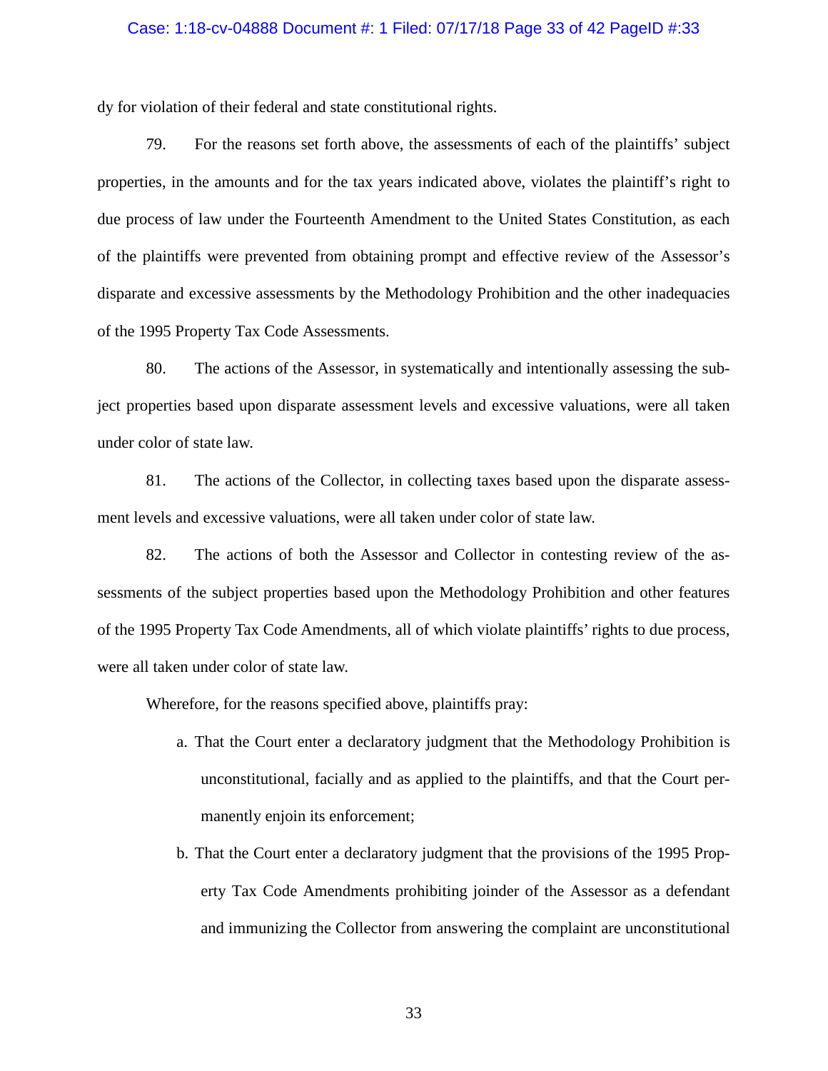dy for violation of their federal and state constitutional rights.

79. For the reasons set forth above, the assessments of each of the plaintiffs' subject properties, in the amounts and for the tax years indicated above, violates the plaintiff's right to due process of law under the Fourteenth Amendment to the United States Constitution, as each of the plaintiffs were prevented from obtaining prompt and effective review of the Assessor's disparate and excessive assessments by the Methodology Prohibition and the other inadequacies of the 1995 Property Tax Code Assessments.

80. The actions of the Assessor, in systematically and intentionally assessing the subject properties based upon disparate assessment levels and excessive valuations, were all taken under color of state law.

81. The actions of the Collector, in collecting taxes based upon the disparate assessment levels and excessive valuations, were all taken under color of state law.

82. The actions of both the Assessor and Collector in contesting review of the assessments of the subject properties based upon the Methodology Prohibition and other features of the 1995 Property Tax Code Amendments, all of which violate plaintiffs' rights to due process, were all taken under color of state law.

Wherefore, for the reasons specified above, plaintiffs pray:

a. That the Court enter a declaratory judgment that the Methodology Prohibition is unconstitutional, facially and as applied to the plaintiffs, and that the Court permanently enjoin its enforcement;

b. That the Court enter a declaratory judgment that the provisions of the 1995 Property Tax Code Amendments prohibiting joinder of the Assessor as a defendant and immunizing the Collector from answering the complaint are unconstitutional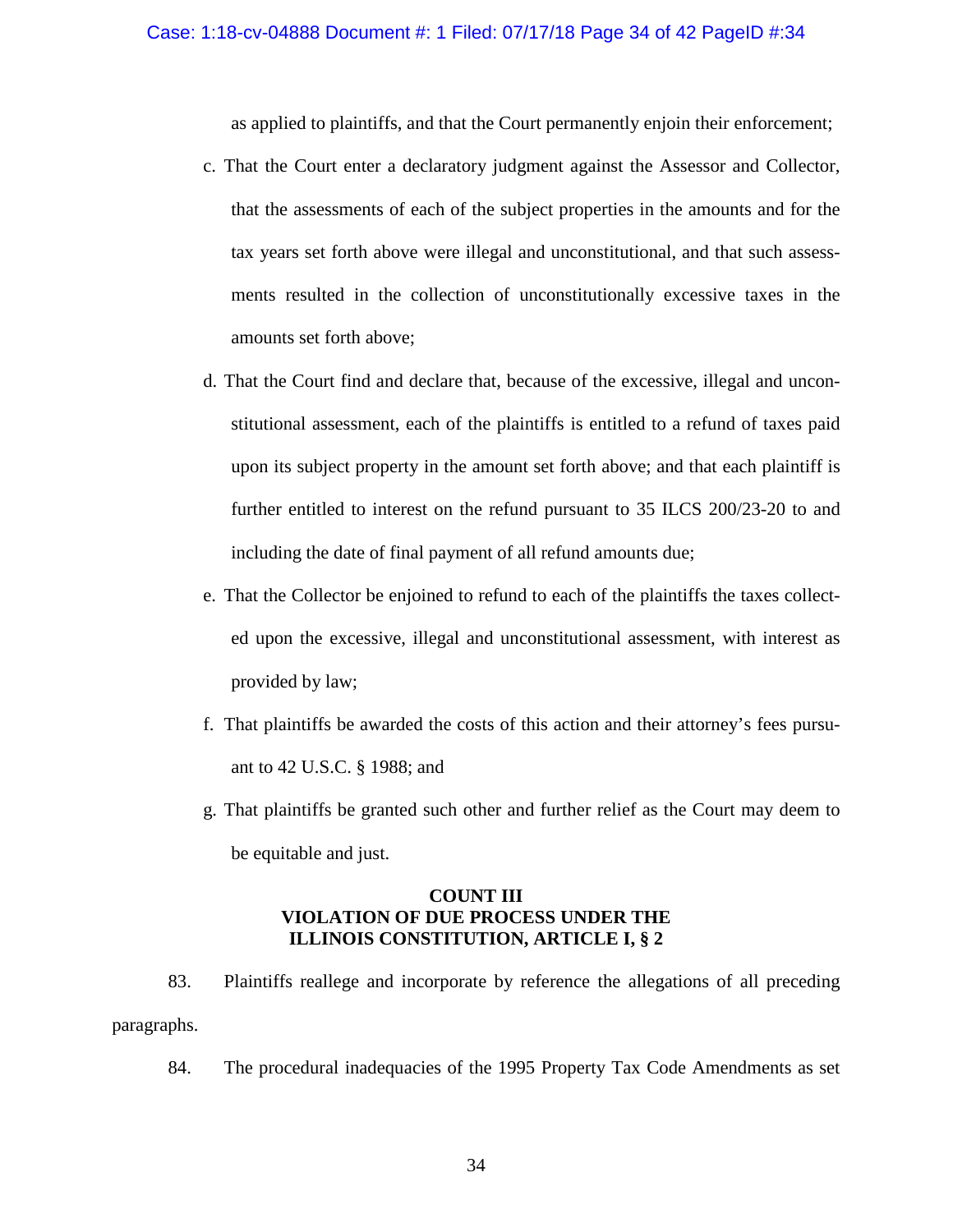as applied to plaintiffs, and that the Court permanently enjoin their enforcement;

c. That the Court enter a declaratory judgment against the Assessor and Collector, that the assessments of each of the subject properties in the amounts and for the tax years set forth above were illegal and unconstitutional, and that such assessments resulted in the collection of unconstitutionally excessive taxes in the amounts set forth above;

d. That the Court find and declare that, because of the excessive, illegal and unconstitutional assessment, each of the plaintiffs is entitled to a refund of taxes paid upon its subject property in the amount set forth above; and that each plaintiff is further entitled to interest on the refund pursuant to 35 ILCS 200/23-20 to and including the date of final payment of all refund amounts due;

e. That the Collector be enjoined to refund to each of the plaintiffs the taxes collected upon the excessive, illegal and unconstitutional assessment, with interest as provided by law;

f. That plaintiffs be awarded the costs of this action and their attorney's fees pursuant to 42 U.S.C. § 1988; and

g. That plaintiffs be granted such other and further relief as the Court may deem to be equitable and just.

**COUNT III**
**VIOLATION OF DUE PROCESS UNDER THE ILLINOIS CONSTITUTION, ARTICLE I, § 2**

83. Plaintiffs reallege and incorporate by reference the allegations of all preceding paragraphs.

84. The procedural inadequacies of the 1995 Property Tax Code Amendments as set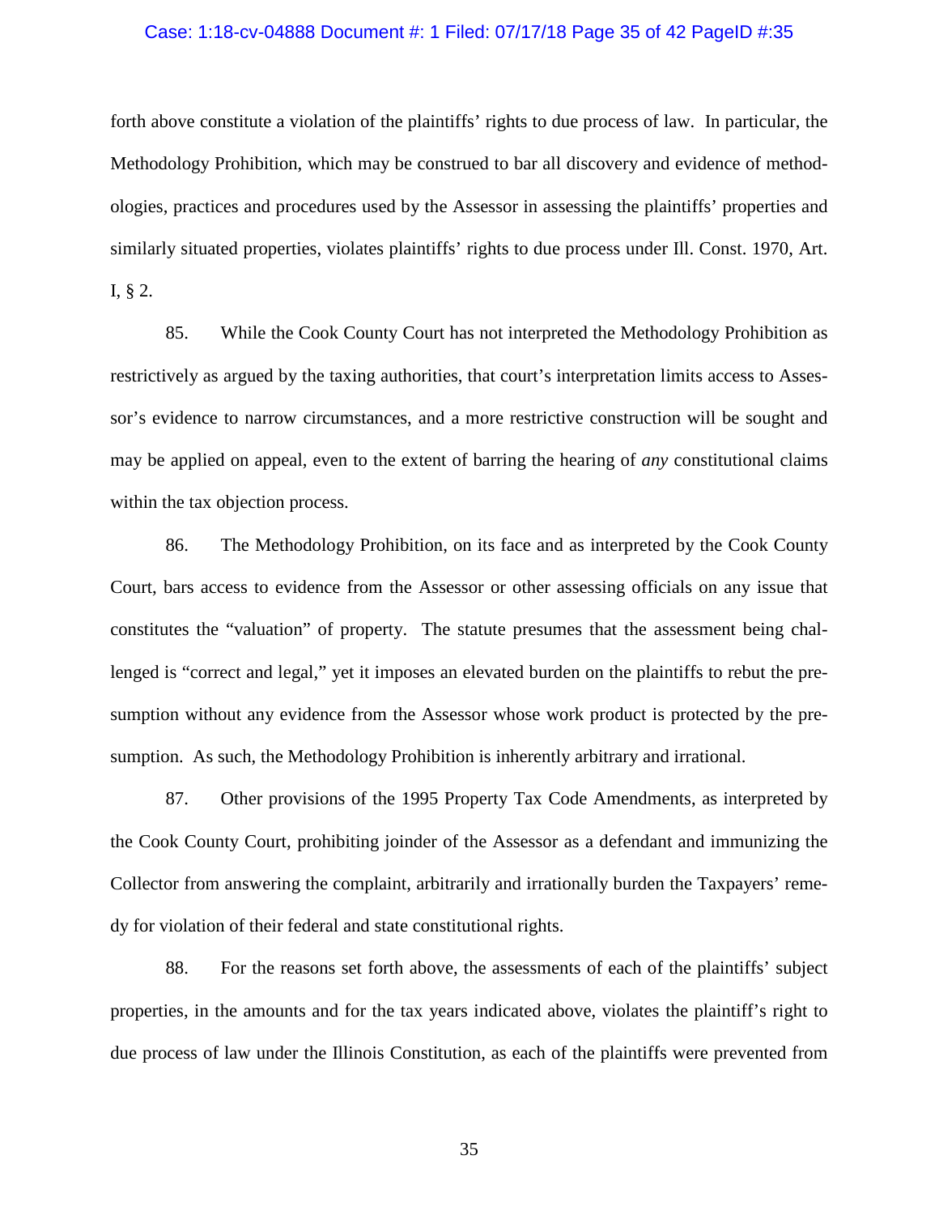forth above constitute a violation of the plaintiffs' rights to due process of law. In particular, the Methodology Prohibition, which may be construed to bar all discovery and evidence of methodologies, practices and procedures used by the Assessor in assessing the plaintiffs' properties and similarly situated properties, violates plaintiffs' rights to due process under Ill. Const. 1970, Art. I, § 2.

85. While the Cook County Court has not interpreted the Methodology Prohibition as restrictively as argued by the taxing authorities, that court's interpretation limits access to Assessor's evidence to narrow circumstances, and a more restrictive construction will be sought and may be applied on appeal, even to the extent of barring the hearing of *any* constitutional claims within the tax objection process.

86. The Methodology Prohibition, on its face and as interpreted by the Cook County Court, bars access to evidence from the Assessor or other assessing officials on any issue that constitutes the "valuation" of property. The statute presumes that the assessment being challenged is "correct and legal," yet it imposes an elevated burden on the plaintiffs to rebut the presumption without any evidence from the Assessor whose work product is protected by the presumption. As such, the Methodology Prohibition is inherently arbitrary and irrational.

87. Other provisions of the 1995 Property Tax Code Amendments, as interpreted by the Cook County Court, prohibiting joinder of the Assessor as a defendant and immunizing the Collector from answering the complaint, arbitrarily and irrationally burden the Taxpayers' remedy for violation of their federal and state constitutional rights.

88. For the reasons set forth above, the assessments of each of the plaintiffs' subject properties, in the amounts and for the tax years indicated above, violates the plaintiff's right to due process of law under the Illinois Constitution, as each of the plaintiffs were prevented from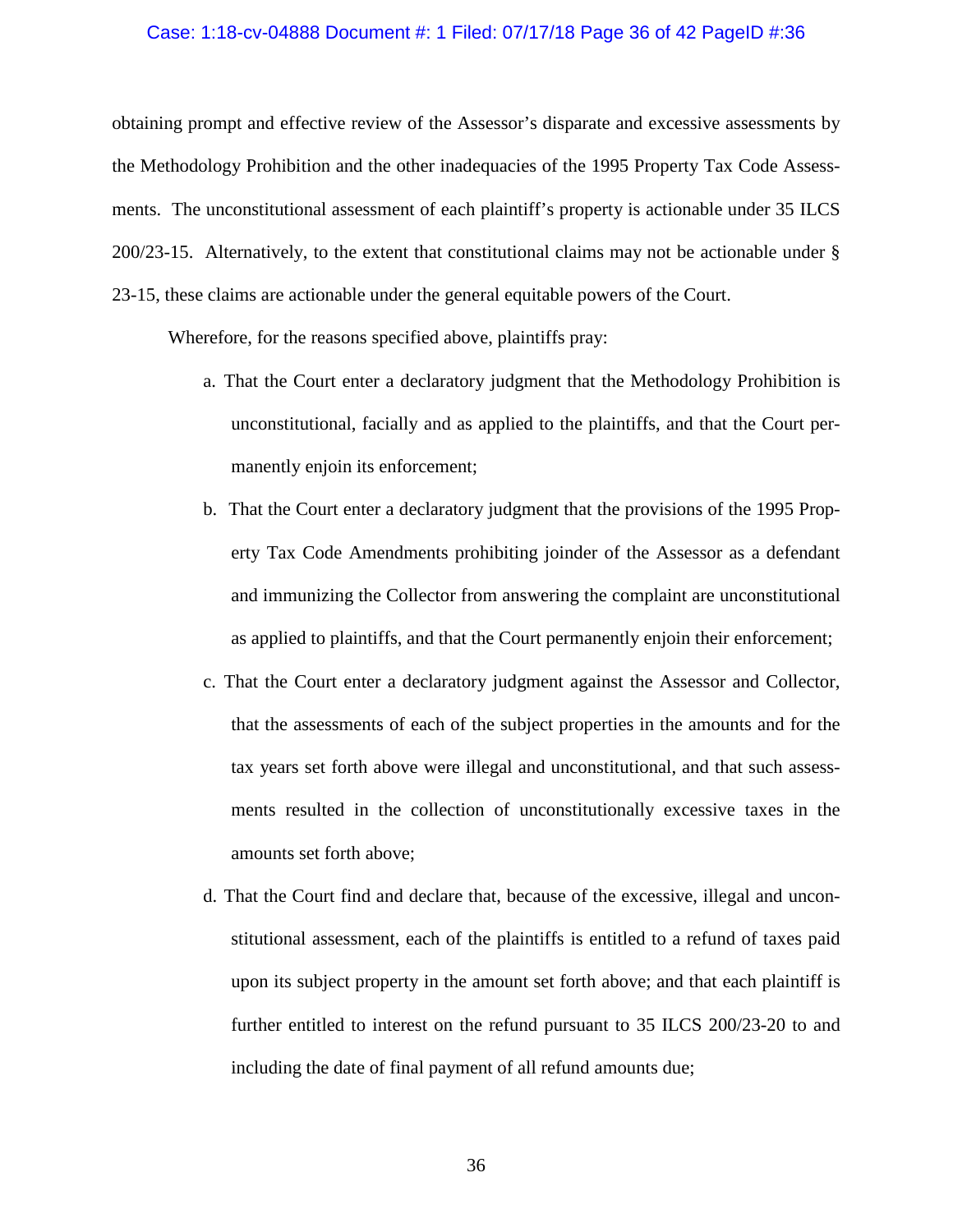obtaining prompt and effective review of the Assessor's disparate and excessive assessments by the Methodology Prohibition and the other inadequacies of the 1995 Property Tax Code Assessments. The unconstitutional assessment of each plaintiff's property is actionable under 35 ILCS 200/23-15. Alternatively, to the extent that constitutional claims may not be actionable under § 23-15, these claims are actionable under the general equitable powers of the Court.

Wherefore, for the reasons specified above, plaintiffs pray:

a. That the Court enter a declaratory judgment that the Methodology Prohibition is unconstitutional, facially and as applied to the plaintiffs, and that the Court permanently enjoin its enforcement;

b. That the Court enter a declaratory judgment that the provisions of the 1995 Property Tax Code Amendments prohibiting joinder of the Assessor as a defendant and immunizing the Collector from answering the complaint are unconstitutional as applied to plaintiffs, and that the Court permanently enjoin their enforcement;

c. That the Court enter a declaratory judgment against the Assessor and Collector, that the assessments of each of the subject properties in the amounts and for the tax years set forth above were illegal and unconstitutional, and that such assessments resulted in the collection of unconstitutionally excessive taxes in the amounts set forth above;

d. That the Court find and declare that, because of the excessive, illegal and unconstitutional assessment, each of the plaintiffs is entitled to a refund of taxes paid upon its subject property in the amount set forth above; and that each plaintiff is further entitled to interest on the refund pursuant to 35 ILCS 200/23-20 to and including the date of final payment of all refund amounts due;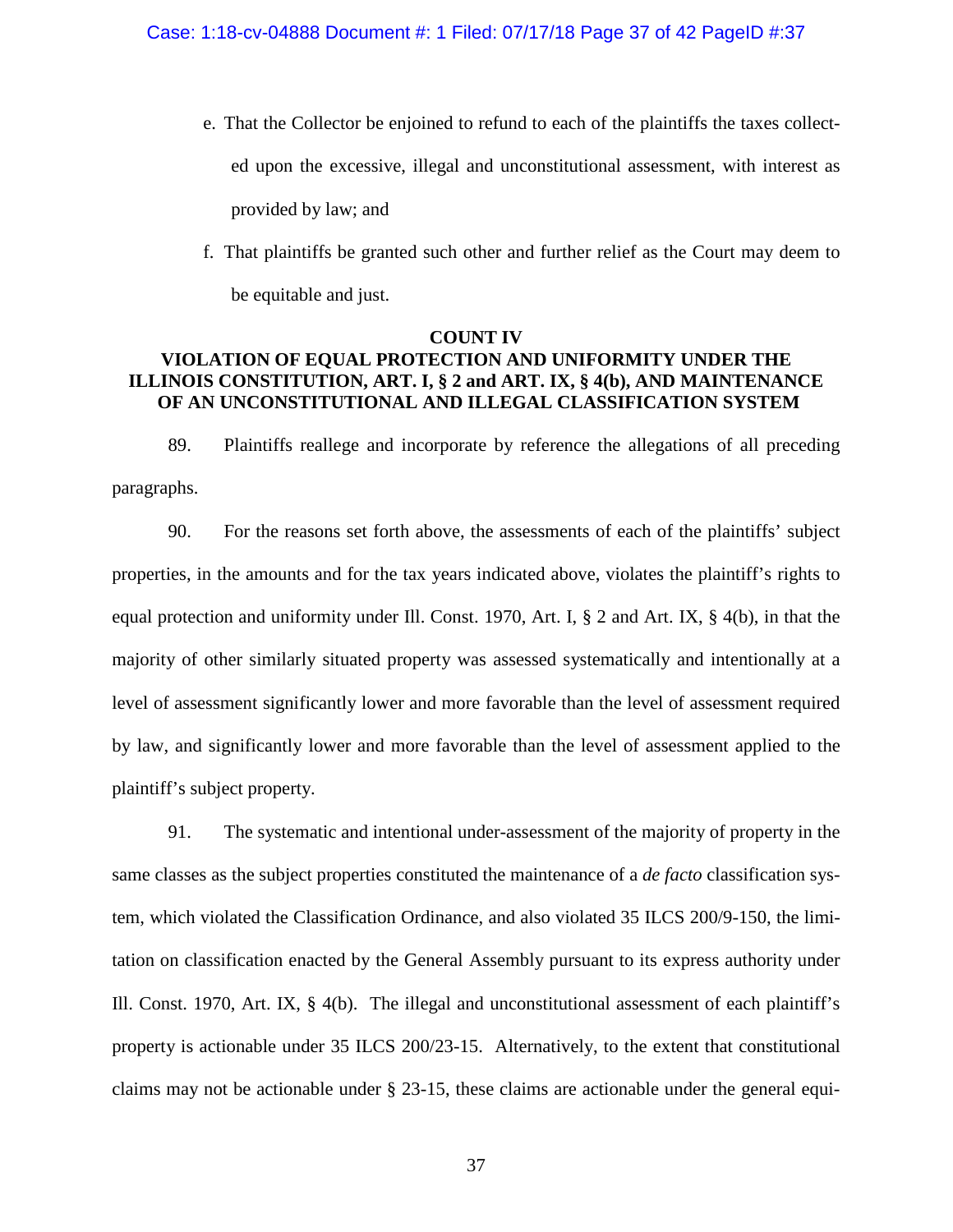e. That the Collector be enjoined to refund to each of the plaintiffs the taxes collected upon the excessive, illegal and unconstitutional assessment, with interest as provided by law; and

f. That plaintiffs be granted such other and further relief as the Court may deem to be equitable and just.

**COUNT IV**

**VIOLATION OF EQUAL PROTECTION AND UNIFORMITY UNDER THE ILLINOIS CONSTITUTION, ART. I, § 2 and ART. IX, § 4(b), AND MAINTENANCE OF AN UNCONSTITUTIONAL AND ILLEGAL CLASSIFICATION SYSTEM**

89. Plaintiffs reallege and incorporate by reference the allegations of all preceding paragraphs.

90. For the reasons set forth above, the assessments of each of the plaintiffs' subject properties, in the amounts and for the tax years indicated above, violates the plaintiff's rights to equal protection and uniformity under Ill. Const. 1970, Art. I, § 2 and Art. IX, § 4(b), in that the majority of other similarly situated property was assessed systematically and intentionally at a level of assessment significantly lower and more favorable than the level of assessment required by law, and significantly lower and more favorable than the level of assessment applied to the plaintiff's subject property.

91. The systematic and intentional under-assessment of the majority of property in the same classes as the subject properties constituted the maintenance of a *de facto* classification system, which violated the Classification Ordinance, and also violated 35 ILCS 200/9-150, the limitation on classification enacted by the General Assembly pursuant to its express authority under Ill. Const. 1970, Art. IX, § 4(b). The illegal and unconstitutional assessment of each plaintiff's property is actionable under 35 ILCS 200/23-15. Alternatively, to the extent that constitutional claims may not be actionable under § 23-15, these claims are actionable under the general equi-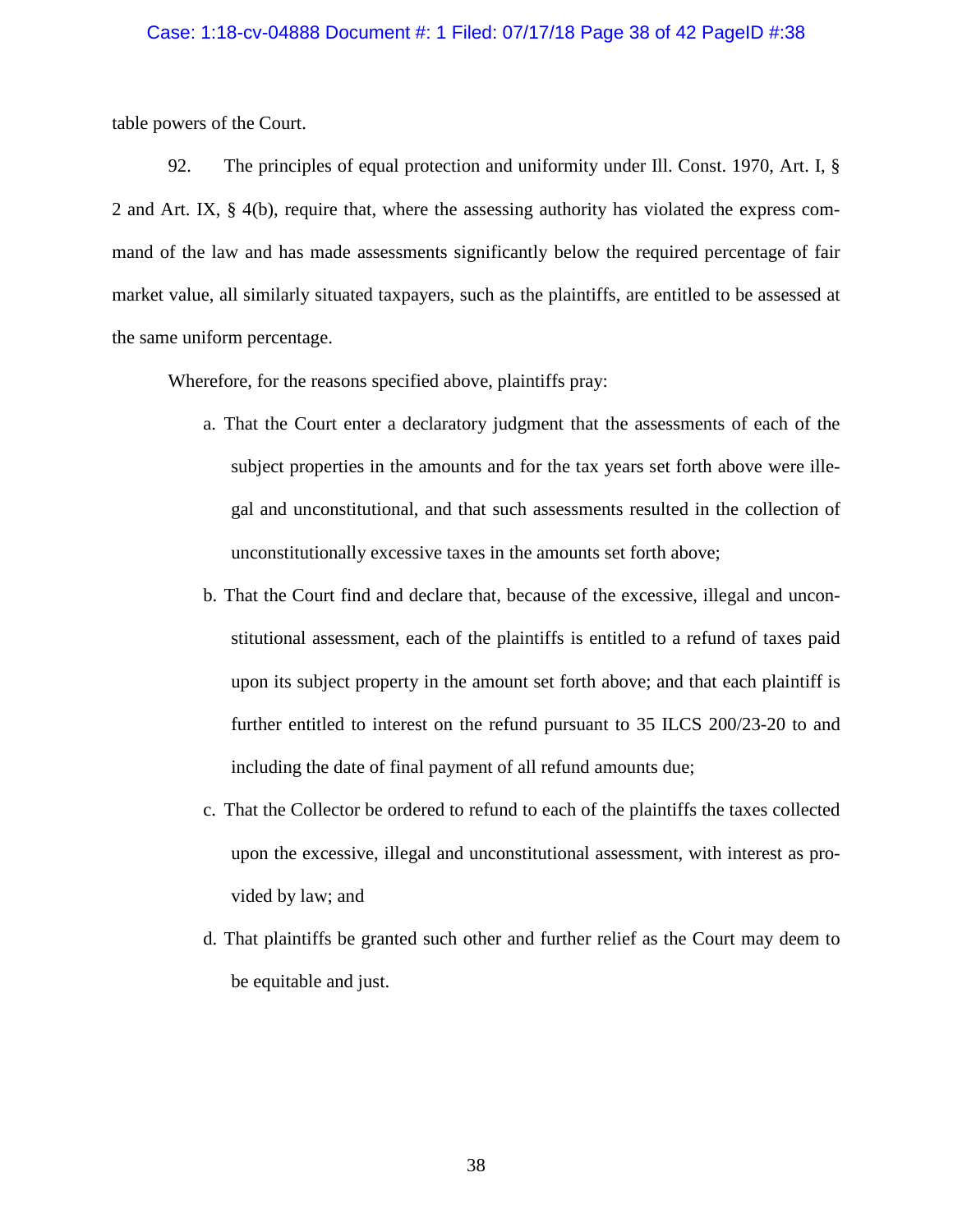table powers of the Court.

92. The principles of equal protection and uniformity under Ill. Const. 1970, Art. I, § 2 and Art. IX, § 4(b), require that, where the assessing authority has violated the express command of the law and has made assessments significantly below the required percentage of fair market value, all similarly situated taxpayers, such as the plaintiffs, are entitled to be assessed at the same uniform percentage.

Wherefore, for the reasons specified above, plaintiffs pray:

a. That the Court enter a declaratory judgment that the assessments of each of the subject properties in the amounts and for the tax years set forth above were illegal and unconstitutional, and that such assessments resulted in the collection of unconstitutionally excessive taxes in the amounts set forth above;

b. That the Court find and declare that, because of the excessive, illegal and unconstitutional assessment, each of the plaintiffs is entitled to a refund of taxes paid upon its subject property in the amount set forth above; and that each plaintiff is further entitled to interest on the refund pursuant to 35 ILCS 200/23-20 to and including the date of final payment of all refund amounts due;

c. That the Collector be ordered to refund to each of the plaintiffs the taxes collected upon the excessive, illegal and unconstitutional assessment, with interest as provided by law; and

d. That plaintiffs be granted such other and further relief as the Court may deem to be equitable and just.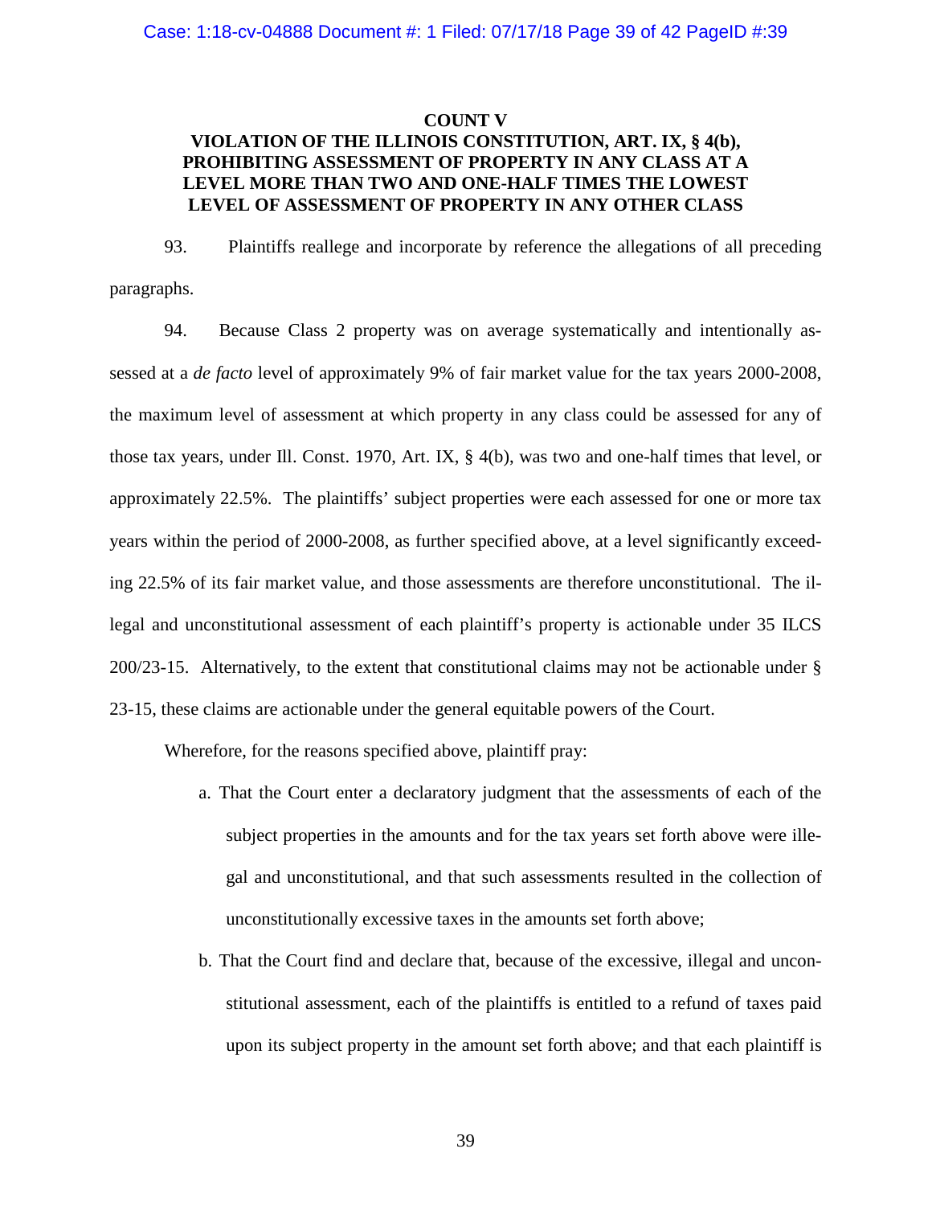**COUNT V**
**VIOLATION OF THE ILLINOIS CONSTITUTION, ART. IX, § 4(b), PROHIBITING ASSESSMENT OF PROPERTY IN ANY CLASS AT A LEVEL MORE THAN TWO AND ONE-HALF TIMES THE LOWEST LEVEL OF ASSESSMENT OF PROPERTY IN ANY OTHER CLASS**

93. Plaintiffs reallege and incorporate by reference the allegations of all preceding paragraphs.

94. Because Class 2 property was on average systematically and intentionally assessed at a *de facto* level of approximately 9% of fair market value for the tax years 2000-2008, the maximum level of assessment at which property in any class could be assessed for any of those tax years, under Ill. Const. 1970, Art. IX, § 4(b), was two and one-half times that level, or approximately 22.5%. The plaintiffs' subject properties were each assessed for one or more tax years within the period of 2000-2008, as further specified above, at a level significantly exceeding 22.5% of its fair market value, and those assessments are therefore unconstitutional. The illegal and unconstitutional assessment of each plaintiff's property is actionable under 35 ILCS 200/23-15. Alternatively, to the extent that constitutional claims may not be actionable under § 23-15, these claims are actionable under the general equitable powers of the Court.

Wherefore, for the reasons specified above, plaintiff pray:

a. That the Court enter a declaratory judgment that the assessments of each of the subject properties in the amounts and for the tax years set forth above were illegal and unconstitutional, and that such assessments resulted in the collection of unconstitutionally excessive taxes in the amounts set forth above;

b. That the Court find and declare that, because of the excessive, illegal and unconstitutional assessment, each of the plaintiffs is entitled to a refund of taxes paid upon its subject property in the amount set forth above; and that each plaintiff is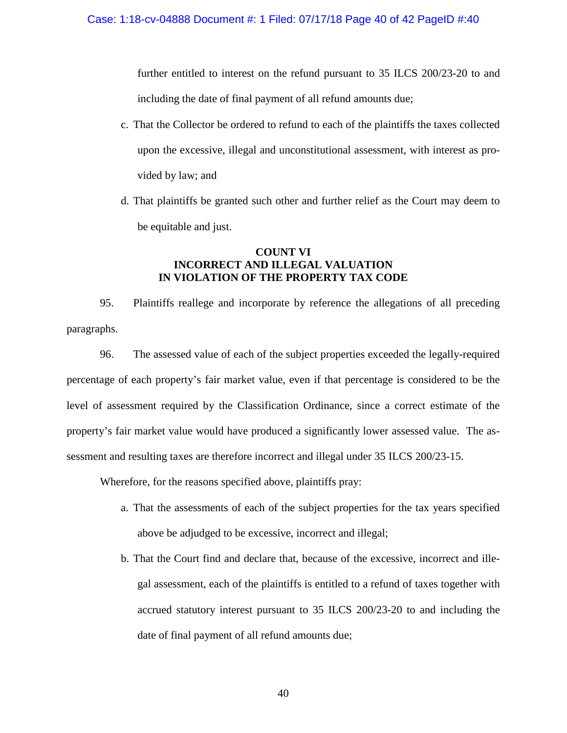further entitled to interest on the refund pursuant to 35 ILCS 200/23-20 to and including the date of final payment of all refund amounts due;

c. That the Collector be ordered to refund to each of the plaintiffs the taxes collected upon the excessive, illegal and unconstitutional assessment, with interest as provided by law; and

d. That plaintiffs be granted such other and further relief as the Court may deem to be equitable and just.

**COUNT VI**
**INCORRECT AND ILLEGAL VALUATION**
**IN VIOLATION OF THE PROPERTY TAX CODE**

95. Plaintiffs reallege and incorporate by reference the allegations of all preceding paragraphs.

96. The assessed value of each of the subject properties exceeded the legally-required percentage of each property's fair market value, even if that percentage is considered to be the level of assessment required by the Classification Ordinance, since a correct estimate of the property's fair market value would have produced a significantly lower assessed value. The assessment and resulting taxes are therefore incorrect and illegal under 35 ILCS 200/23-15.

Wherefore, for the reasons specified above, plaintiffs pray:

a. That the assessments of each of the subject properties for the tax years specified above be adjudged to be excessive, incorrect and illegal;

b. That the Court find and declare that, because of the excessive, incorrect and illegal assessment, each of the plaintiffs is entitled to a refund of taxes together with accrued statutory interest pursuant to 35 ILCS 200/23-20 to and including the date of final payment of all refund amounts due;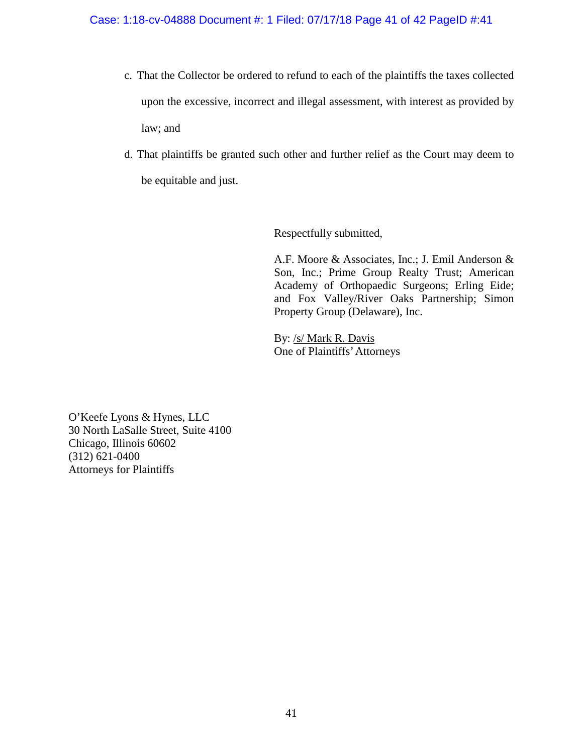c. That the Collector be ordered to refund to each of the plaintiffs the taxes collected upon the excessive, incorrect and illegal assessment, with interest as provided by law; and

d. That plaintiffs be granted such other and further relief as the Court may deem to be equitable and just.

Respectfully submitted,

A.F. Moore & Associates, Inc.; J. Emil Anderson & Son, Inc.; Prime Group Realty Trust; American Academy of Orthopaedic Surgeons; Erling Eide; and Fox Valley/River Oaks Partnership; Simon Property Group (Delaware), Inc.

By: /s/ Mark R. Davis
One of Plaintiffs' Attorneys

O'Keefe Lyons & Hynes, LLC
30 North LaSalle Street, Suite 4100
Chicago, Illinois 60602
(312) 621-0400
Attorneys for Plaintiffs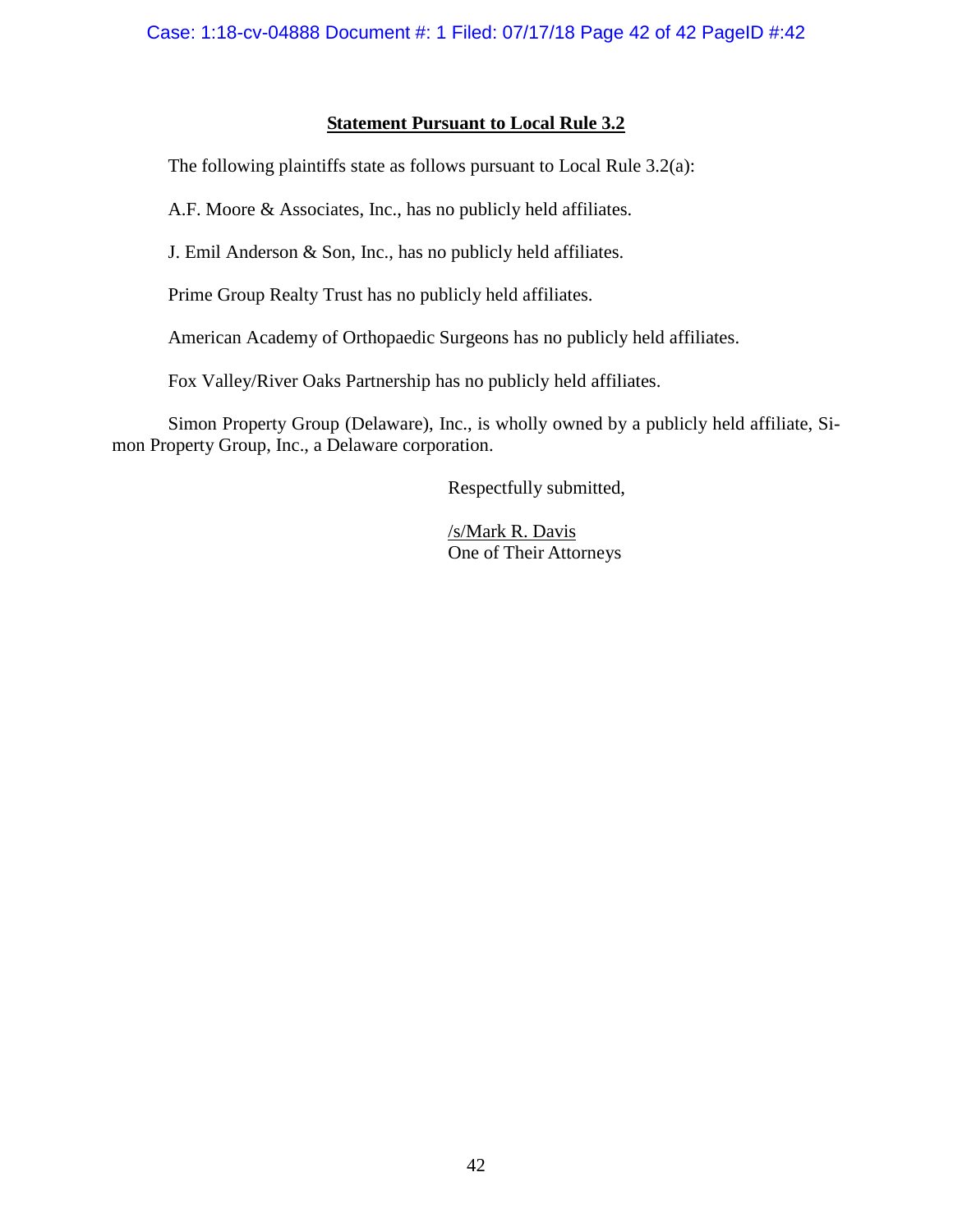## Statement Pursuant to Local Rule 3.2

The following plaintiffs state as follows pursuant to Local Rule 3.2(a):

A.F. Moore & Associates, Inc., has no publicly held affiliates.

J. Emil Anderson & Son, Inc., has no publicly held affiliates.

Prime Group Realty Trust has no publicly held affiliates.

American Academy of Orthopaedic Surgeons has no publicly held affiliates.

Fox Valley/River Oaks Partnership has no publicly held affiliates.

Simon Property Group (Delaware), Inc., is wholly owned by a publicly held affiliate, Simon Property Group, Inc., a Delaware corporation.

Respectfully submitted,

/s/Mark R. Davis
One of Their Attorneys